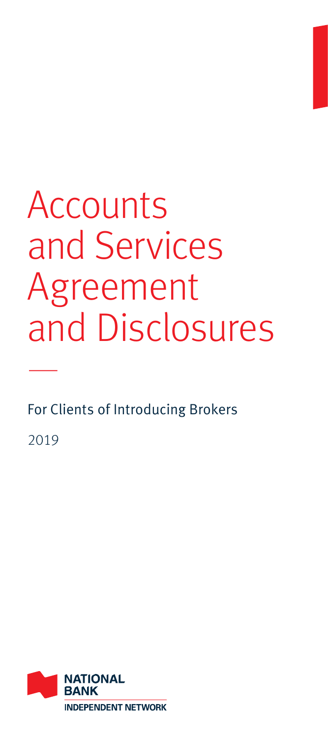# Accounts and Services Agreement and Disclosures

For Clients of Introducing Brokers

2019

NATIONAL BANK
INDEPENDENT NETWORK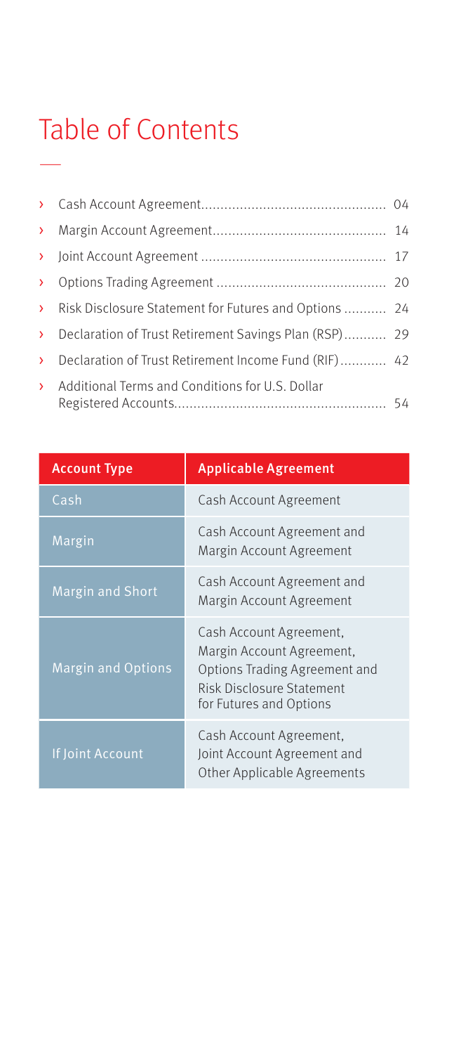# Table of Contents

- Cash Account Agreement................................................ 04
- Margin Account Agreement............................................ 14
- Joint Account Agreement ................................................ 17
- Options Trading Agreement ............................................ 20
- Risk Disclosure Statement for Futures and Options ........... 24
- Declaration of Trust Retirement Savings Plan (RSP)........... 29
- Declaration of Trust Retirement Income Fund (RIF)............ 42
- Additional Terms and Conditions for U.S. Dollar Registered Accounts...................................................... 54

| Account Type | Applicable Agreement |
|---|---|
| Cash | Cash Account Agreement |
| Margin | Cash Account Agreement and Margin Account Agreement |
| Margin and Short | Cash Account Agreement and Margin Account Agreement |
| Margin and Options | Cash Account Agreement, Margin Account Agreement, Options Trading Agreement and Risk Disclosure Statement for Futures and Options |
| If Joint Account | Cash Account Agreement, Joint Account Agreement and Other Applicable Agreements |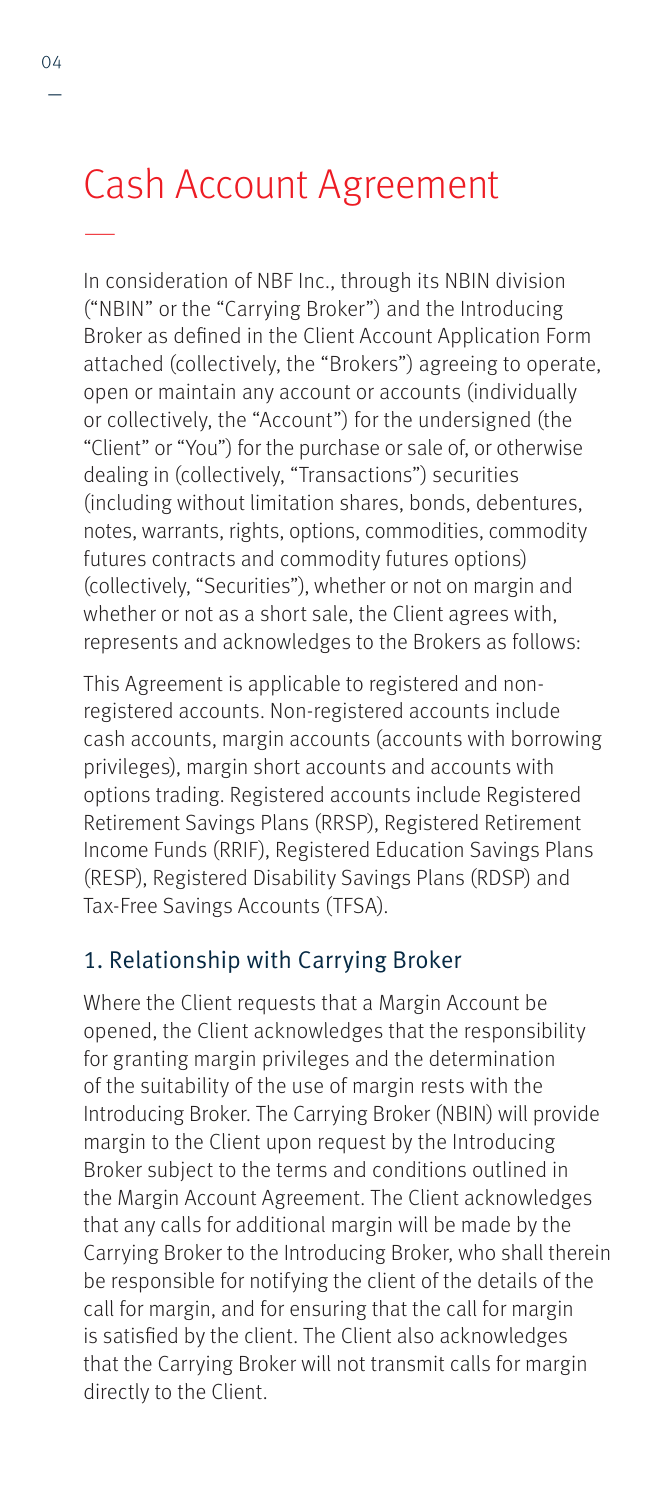# Cash Account Agreement

In consideration of NBF Inc., through its NBIN division ("NBIN" or the "Carrying Broker") and the Introducing Broker as defined in the Client Account Application Form attached (collectively, the "Brokers") agreeing to operate, open or maintain any account or accounts (individually or collectively, the "Account") for the undersigned (the "Client" or "You") for the purchase or sale of, or otherwise dealing in (collectively, "Transactions") securities (including without limitation shares, bonds, debentures, notes, warrants, rights, options, commodities, commodity futures contracts and commodity futures options) (collectively, "Securities"), whether or not on margin and whether or not as a short sale, the Client agrees with, represents and acknowledges to the Brokers as follows:

This Agreement is applicable to registered and non-registered accounts. Non-registered accounts include cash accounts, margin accounts (accounts with borrowing privileges), margin short accounts and accounts with options trading. Registered accounts include Registered Retirement Savings Plans (RRSP), Registered Retirement Income Funds (RRIF), Registered Education Savings Plans (RESP), Registered Disability Savings Plans (RDSP) and Tax-Free Savings Accounts (TFSA).

## 1. Relationship with Carrying Broker

Where the Client requests that a Margin Account be opened, the Client acknowledges that the responsibility for granting margin privileges and the determination of the suitability of the use of margin rests with the Introducing Broker. The Carrying Broker (NBIN) will provide margin to the Client upon request by the Introducing Broker subject to the terms and conditions outlined in the Margin Account Agreement. The Client acknowledges that any calls for additional margin will be made by the Carrying Broker to the Introducing Broker, who shall therein be responsible for notifying the client of the details of the call for margin, and for ensuring that the call for margin is satisfied by the client. The Client also acknowledges that the Carrying Broker will not transmit calls for margin directly to the Client.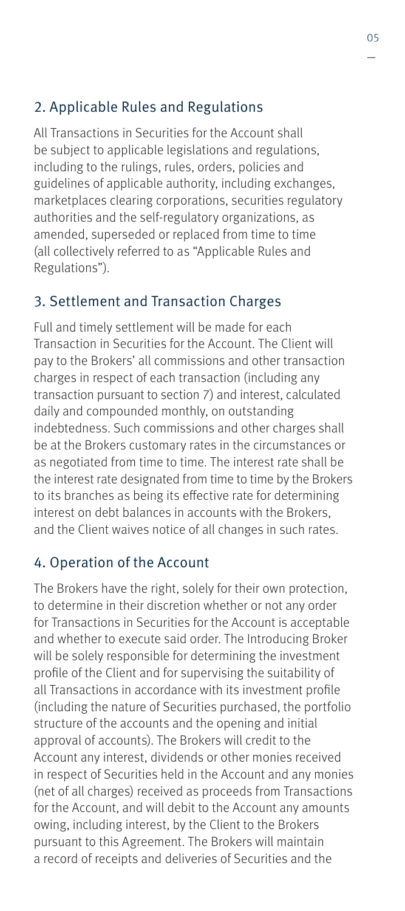## 2. Applicable Rules and Regulations

All Transactions in Securities for the Account shall be subject to applicable legislations and regulations, including to the rulings, rules, orders, policies and guidelines of applicable authority, including exchanges, marketplaces clearing corporations, securities regulatory authorities and the self-regulatory organizations, as amended, superseded or replaced from time to time (all collectively referred to as "Applicable Rules and Regulations").

## 3. Settlement and Transaction Charges

Full and timely settlement will be made for each Transaction in Securities for the Account. The Client will pay to the Brokers' all commissions and other transaction charges in respect of each transaction (including any transaction pursuant to section 7) and interest, calculated daily and compounded monthly, on outstanding indebtedness. Such commissions and other charges shall be at the Brokers customary rates in the circumstances or as negotiated from time to time. The interest rate shall be the interest rate designated from time to time by the Brokers to its branches as being its effective rate for determining interest on debt balances in accounts with the Brokers, and the Client waives notice of all changes in such rates.

## 4. Operation of the Account

The Brokers have the right, solely for their own protection, to determine in their discretion whether or not any order for Transactions in Securities for the Account is acceptable and whether to execute said order. The Introducing Broker will be solely responsible for determining the investment profile of the Client and for supervising the suitability of all Transactions in accordance with its investment profile (including the nature of Securities purchased, the portfolio structure of the accounts and the opening and initial approval of accounts). The Brokers will credit to the Account any interest, dividends or other monies received in respect of Securities held in the Account and any monies (net of all charges) received as proceeds from Transactions for the Account, and will debit to the Account any amounts owing, including interest, by the Client to the Brokers pursuant to this Agreement. The Brokers will maintain a record of receipts and deliveries of Securities and the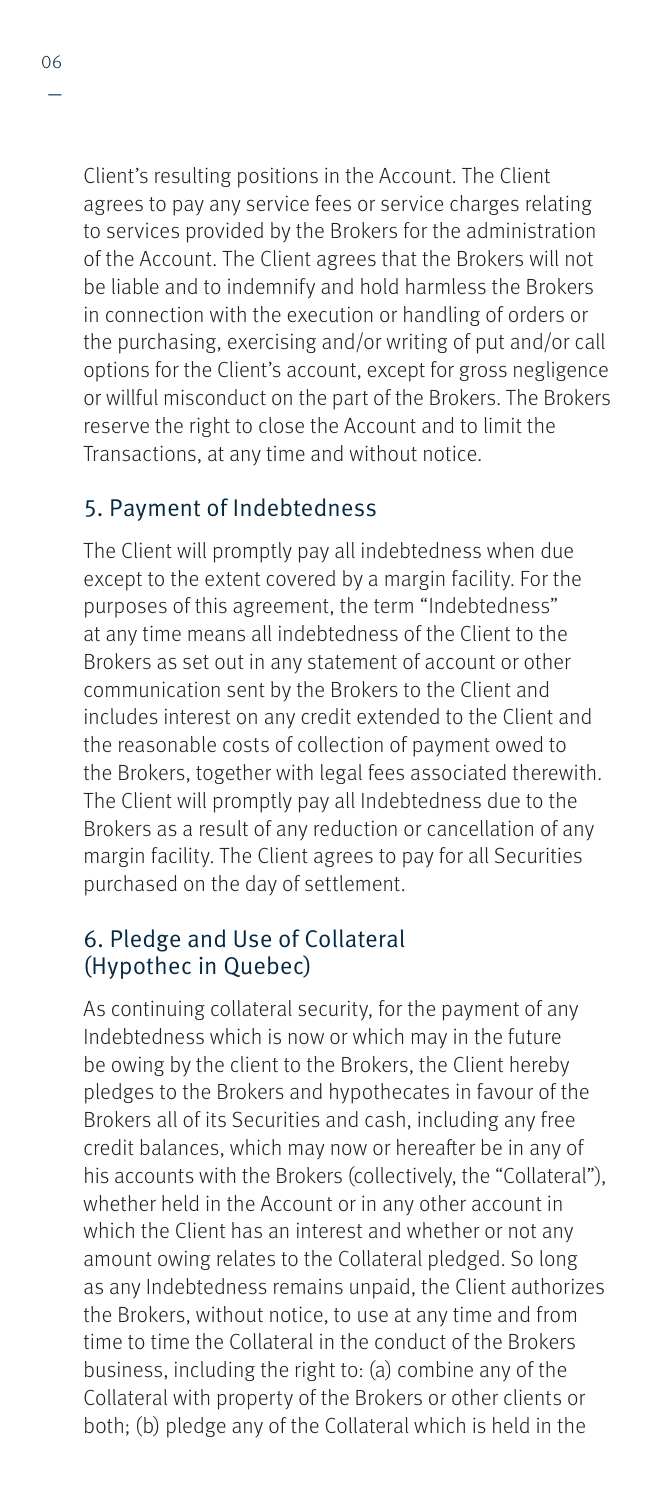Client's resulting positions in the Account. The Client agrees to pay any service fees or service charges relating to services provided by the Brokers for the administration of the Account. The Client agrees that the Brokers will not be liable and to indemnify and hold harmless the Brokers in connection with the execution or handling of orders or the purchasing, exercising and/or writing of put and/or call options for the Client's account, except for gross negligence or willful misconduct on the part of the Brokers. The Brokers reserve the right to close the Account and to limit the Transactions, at any time and without notice.

## 5. Payment of Indebtedness

The Client will promptly pay all indebtedness when due except to the extent covered by a margin facility. For the purposes of this agreement, the term "Indebtedness" at any time means all indebtedness of the Client to the Brokers as set out in any statement of account or other communication sent by the Brokers to the Client and includes interest on any credit extended to the Client and the reasonable costs of collection of payment owed to the Brokers, together with legal fees associated therewith. The Client will promptly pay all Indebtedness due to the Brokers as a result of any reduction or cancellation of any margin facility. The Client agrees to pay for all Securities purchased on the day of settlement.

## 6. Pledge and Use of Collateral (Hypothec in Quebec)

As continuing collateral security, for the payment of any Indebtedness which is now or which may in the future be owing by the client to the Brokers, the Client hereby pledges to the Brokers and hypothecates in favour of the Brokers all of its Securities and cash, including any free credit balances, which may now or hereafter be in any of his accounts with the Brokers (collectively, the "Collateral"), whether held in the Account or in any other account in which the Client has an interest and whether or not any amount owing relates to the Collateral pledged. So long as any Indebtedness remains unpaid, the Client authorizes the Brokers, without notice, to use at any time and from time to time the Collateral in the conduct of the Brokers business, including the right to: (a) combine any of the Collateral with property of the Brokers or other clients or both; (b) pledge any of the Collateral which is held in the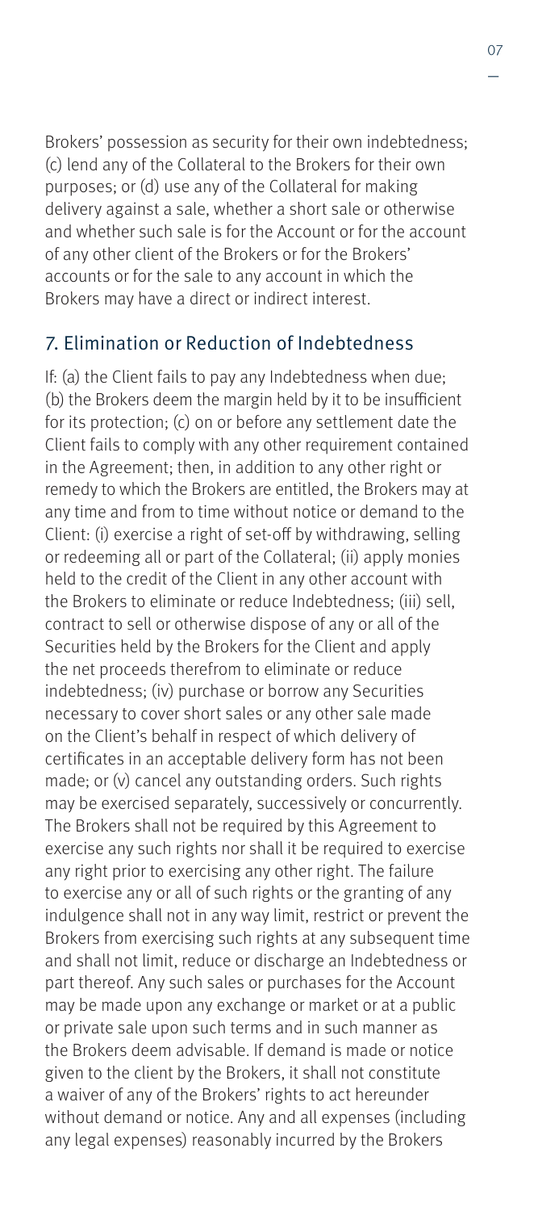Brokers' possession as security for their own indebtedness; (c) lend any of the Collateral to the Brokers for their own purposes; or (d) use any of the Collateral for making delivery against a sale, whether a short sale or otherwise and whether such sale is for the Account or for the account of any other client of the Brokers or for the Brokers' accounts or for the sale to any account in which the Brokers may have a direct or indirect interest.

## 7. Elimination or Reduction of Indebtedness

If: (a) the Client fails to pay any Indebtedness when due; (b) the Brokers deem the margin held by it to be insufficient for its protection; (c) on or before any settlement date the Client fails to comply with any other requirement contained in the Agreement; then, in addition to any other right or remedy to which the Brokers are entitled, the Brokers may at any time and from to time without notice or demand to the Client: (i) exercise a right of set-off by withdrawing, selling or redeeming all or part of the Collateral; (ii) apply monies held to the credit of the Client in any other account with the Brokers to eliminate or reduce Indebtedness; (iii) sell, contract to sell or otherwise dispose of any or all of the Securities held by the Brokers for the Client and apply the net proceeds therefrom to eliminate or reduce indebtedness; (iv) purchase or borrow any Securities necessary to cover short sales or any other sale made on the Client's behalf in respect of which delivery of certificates in an acceptable delivery form has not been made; or (v) cancel any outstanding orders. Such rights may be exercised separately, successively or concurrently. The Brokers shall not be required by this Agreement to exercise any such rights nor shall it be required to exercise any right prior to exercising any other right. The failure to exercise any or all of such rights or the granting of any indulgence shall not in any way limit, restrict or prevent the Brokers from exercising such rights at any subsequent time and shall not limit, reduce or discharge an Indebtedness or part thereof. Any such sales or purchases for the Account may be made upon any exchange or market or at a public or private sale upon such terms and in such manner as the Brokers deem advisable. If demand is made or notice given to the client by the Brokers, it shall not constitute a waiver of any of the Brokers' rights to act hereunder without demand or notice. Any and all expenses (including any legal expenses) reasonably incurred by the Brokers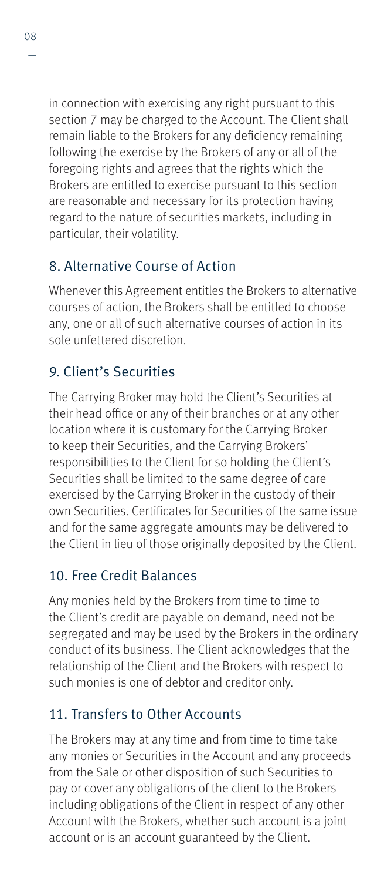in connection with exercising any right pursuant to this section 7 may be charged to the Account. The Client shall remain liable to the Brokers for any deficiency remaining following the exercise by the Brokers of any or all of the foregoing rights and agrees that the rights which the Brokers are entitled to exercise pursuant to this section are reasonable and necessary for its protection having regard to the nature of securities markets, including in particular, their volatility.

## 8. Alternative Course of Action

Whenever this Agreement entitles the Brokers to alternative courses of action, the Brokers shall be entitled to choose any, one or all of such alternative courses of action in its sole unfettered discretion.

## 9. Client's Securities

The Carrying Broker may hold the Client's Securities at their head office or any of their branches or at any other location where it is customary for the Carrying Broker to keep their Securities, and the Carrying Brokers' responsibilities to the Client for so holding the Client's Securities shall be limited to the same degree of care exercised by the Carrying Broker in the custody of their own Securities. Certificates for Securities of the same issue and for the same aggregate amounts may be delivered to the Client in lieu of those originally deposited by the Client.

## 10. Free Credit Balances

Any monies held by the Brokers from time to time to the Client's credit are payable on demand, need not be segregated and may be used by the Brokers in the ordinary conduct of its business. The Client acknowledges that the relationship of the Client and the Brokers with respect to such monies is one of debtor and creditor only.

## 11. Transfers to Other Accounts

The Brokers may at any time and from time to time take any monies or Securities in the Account and any proceeds from the Sale or other disposition of such Securities to pay or cover any obligations of the client to the Brokers including obligations of the Client in respect of any other Account with the Brokers, whether such account is a joint account or is an account guaranteed by the Client.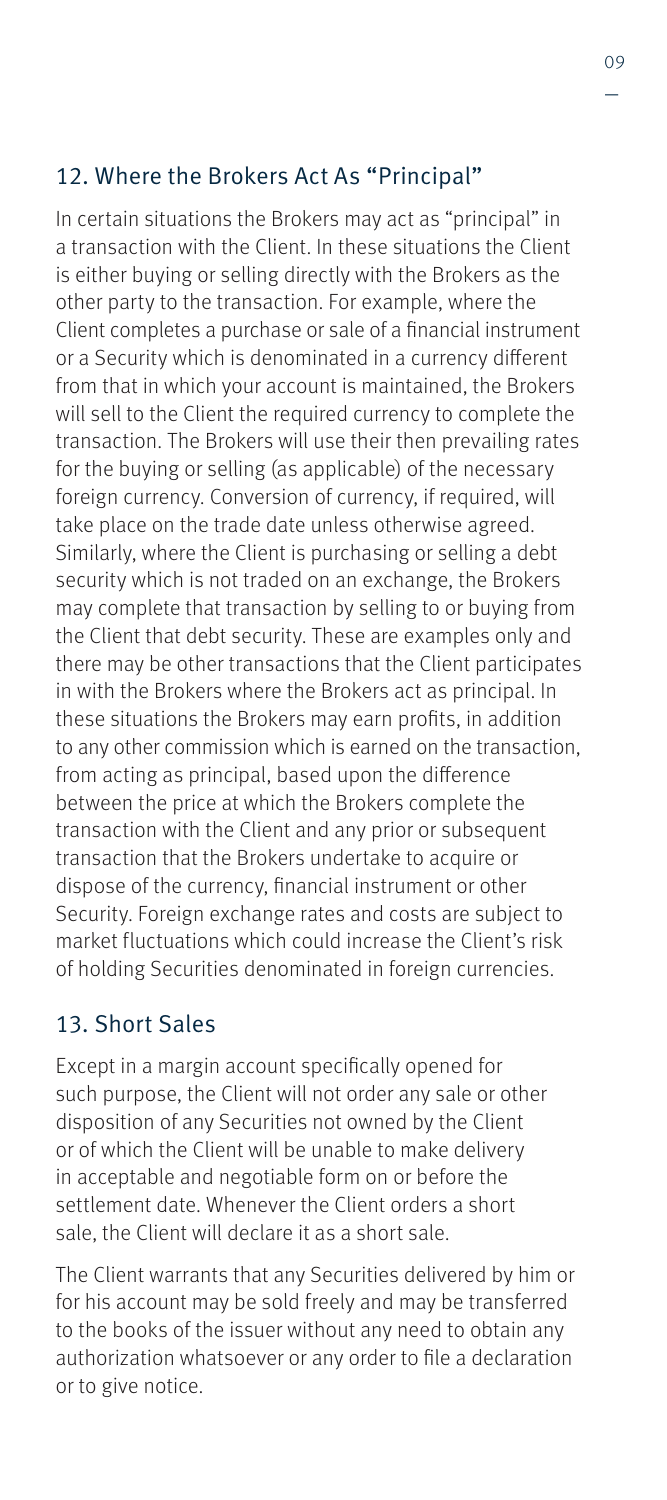## 12. Where the Brokers Act As "Principal"

In certain situations the Brokers may act as "principal" in a transaction with the Client. In these situations the Client is either buying or selling directly with the Brokers as the other party to the transaction. For example, where the Client completes a purchase or sale of a financial instrument or a Security which is denominated in a currency different from that in which your account is maintained, the Brokers will sell to the Client the required currency to complete the transaction. The Brokers will use their then prevailing rates for the buying or selling (as applicable) of the necessary foreign currency. Conversion of currency, if required, will take place on the trade date unless otherwise agreed. Similarly, where the Client is purchasing or selling a debt security which is not traded on an exchange, the Brokers may complete that transaction by selling to or buying from the Client that debt security. These are examples only and there may be other transactions that the Client participates in with the Brokers where the Brokers act as principal. In these situations the Brokers may earn profits, in addition to any other commission which is earned on the transaction, from acting as principal, based upon the difference between the price at which the Brokers complete the transaction with the Client and any prior or subsequent transaction that the Brokers undertake to acquire or dispose of the currency, financial instrument or other Security. Foreign exchange rates and costs are subject to market fluctuations which could increase the Client's risk of holding Securities denominated in foreign currencies.

## 13. Short Sales

Except in a margin account specifically opened for such purpose, the Client will not order any sale or other disposition of any Securities not owned by the Client or of which the Client will be unable to make delivery in acceptable and negotiable form on or before the settlement date. Whenever the Client orders a short sale, the Client will declare it as a short sale.

The Client warrants that any Securities delivered by him or for his account may be sold freely and may be transferred to the books of the issuer without any need to obtain any authorization whatsoever or any order to file a declaration or to give notice.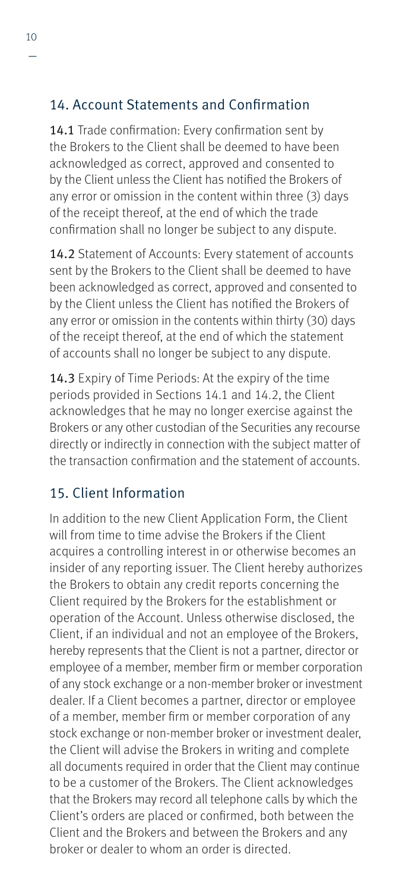## 14. Account Statements and Confirmation

**14.1** Trade confirmation: Every confirmation sent by the Brokers to the Client shall be deemed to have been acknowledged as correct, approved and consented to by the Client unless the Client has notified the Brokers of any error or omission in the content within three (3) days of the receipt thereof, at the end of which the trade confirmation shall no longer be subject to any dispute.

**14.2** Statement of Accounts: Every statement of accounts sent by the Brokers to the Client shall be deemed to have been acknowledged as correct, approved and consented to by the Client unless the Client has notified the Brokers of any error or omission in the contents within thirty (30) days of the receipt thereof, at the end of which the statement of accounts shall no longer be subject to any dispute.

**14.3** Expiry of Time Periods: At the expiry of the time periods provided in Sections 14.1 and 14.2, the Client acknowledges that he may no longer exercise against the Brokers or any other custodian of the Securities any recourse directly or indirectly in connection with the subject matter of the transaction confirmation and the statement of accounts.

## 15. Client Information

In addition to the new Client Application Form, the Client will from time to time advise the Brokers if the Client acquires a controlling interest in or otherwise becomes an insider of any reporting issuer. The Client hereby authorizes the Brokers to obtain any credit reports concerning the Client required by the Brokers for the establishment or operation of the Account. Unless otherwise disclosed, the Client, if an individual and not an employee of the Brokers, hereby represents that the Client is not a partner, director or employee of a member, member firm or member corporation of any stock exchange or a non-member broker or investment dealer. If a Client becomes a partner, director or employee of a member, member firm or member corporation of any stock exchange or non-member broker or investment dealer, the Client will advise the Brokers in writing and complete all documents required in order that the Client may continue to be a customer of the Brokers. The Client acknowledges that the Brokers may record all telephone calls by which the Client's orders are placed or confirmed, both between the Client and the Brokers and between the Brokers and any broker or dealer to whom an order is directed.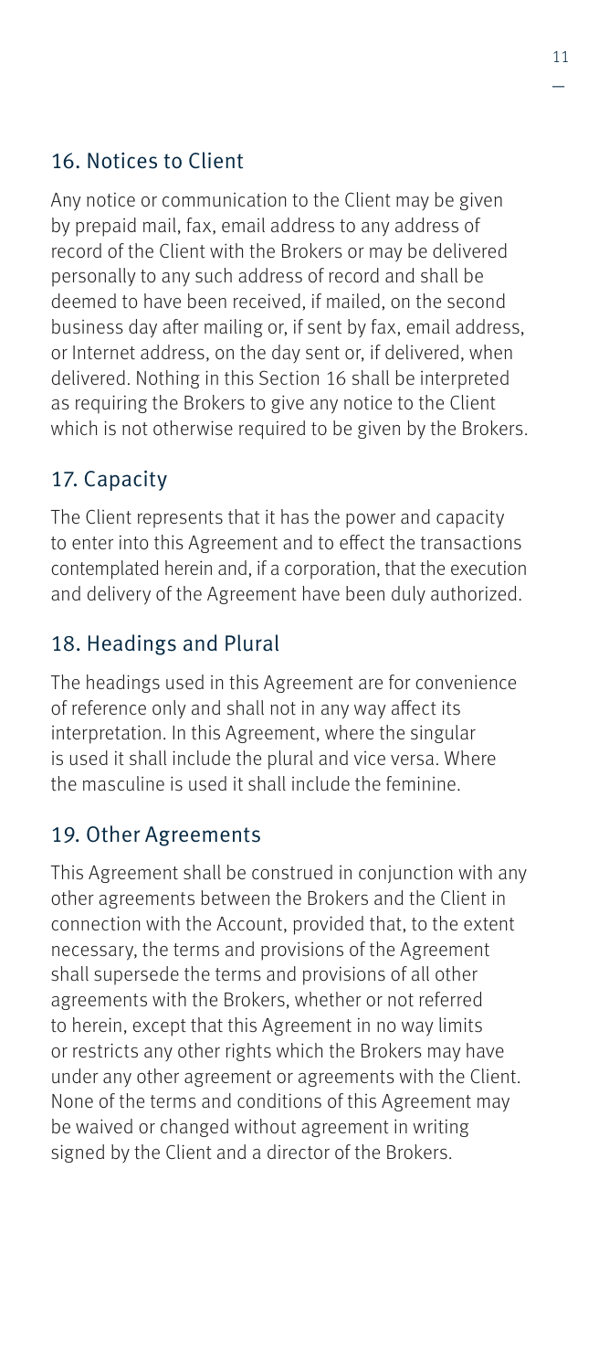## 16. Notices to Client

Any notice or communication to the Client may be given by prepaid mail, fax, email address to any address of record of the Client with the Brokers or may be delivered personally to any such address of record and shall be deemed to have been received, if mailed, on the second business day after mailing or, if sent by fax, email address, or Internet address, on the day sent or, if delivered, when delivered. Nothing in this Section 16 shall be interpreted as requiring the Brokers to give any notice to the Client which is not otherwise required to be given by the Brokers.

## 17. Capacity

The Client represents that it has the power and capacity to enter into this Agreement and to effect the transactions contemplated herein and, if a corporation, that the execution and delivery of the Agreement have been duly authorized.

## 18. Headings and Plural

The headings used in this Agreement are for convenience of reference only and shall not in any way affect its interpretation. In this Agreement, where the singular is used it shall include the plural and vice versa. Where the masculine is used it shall include the feminine.

## 19. Other Agreements

This Agreement shall be construed in conjunction with any other agreements between the Brokers and the Client in connection with the Account, provided that, to the extent necessary, the terms and provisions of the Agreement shall supersede the terms and provisions of all other agreements with the Brokers, whether or not referred to herein, except that this Agreement in no way limits or restricts any other rights which the Brokers may have under any other agreement or agreements with the Client. None of the terms and conditions of this Agreement may be waived or changed without agreement in writing signed by the Client and a director of the Brokers.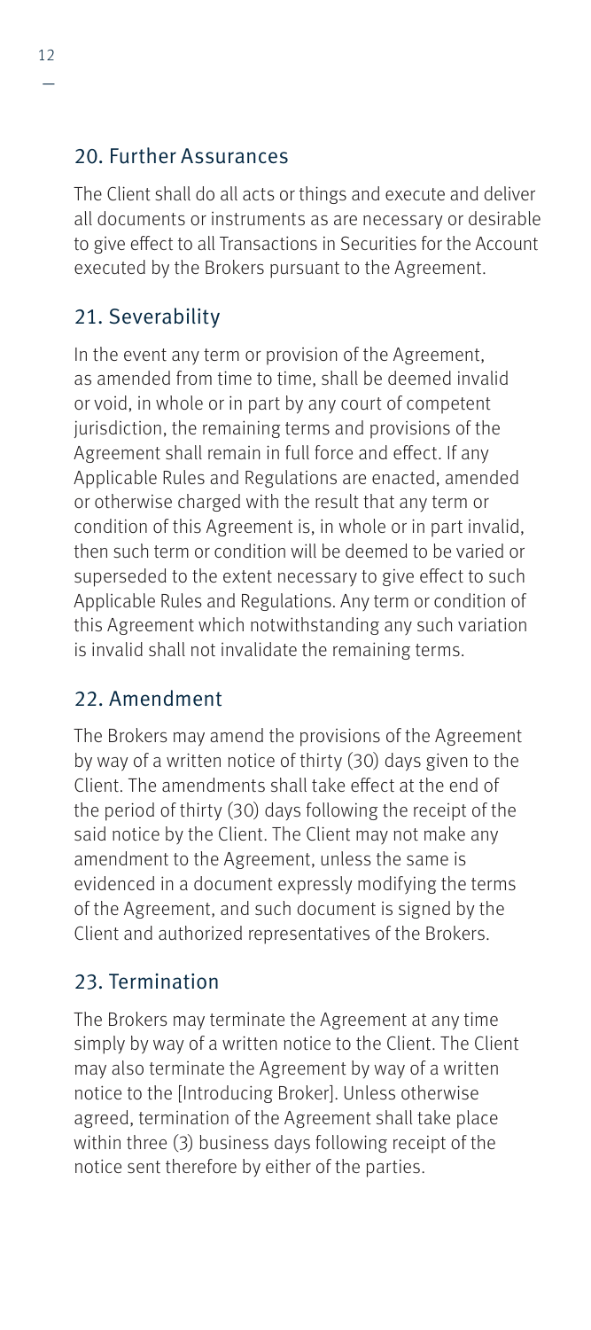## 20. Further Assurances

The Client shall do all acts or things and execute and deliver all documents or instruments as are necessary or desirable to give effect to all Transactions in Securities for the Account executed by the Brokers pursuant to the Agreement.

## 21. Severability

In the event any term or provision of the Agreement, as amended from time to time, shall be deemed invalid or void, in whole or in part by any court of competent jurisdiction, the remaining terms and provisions of the Agreement shall remain in full force and effect. If any Applicable Rules and Regulations are enacted, amended or otherwise charged with the result that any term or condition of this Agreement is, in whole or in part invalid, then such term or condition will be deemed to be varied or superseded to the extent necessary to give effect to such Applicable Rules and Regulations. Any term or condition of this Agreement which notwithstanding any such variation is invalid shall not invalidate the remaining terms.

## 22. Amendment

The Brokers may amend the provisions of the Agreement by way of a written notice of thirty (30) days given to the Client. The amendments shall take effect at the end of the period of thirty (30) days following the receipt of the said notice by the Client. The Client may not make any amendment to the Agreement, unless the same is evidenced in a document expressly modifying the terms of the Agreement, and such document is signed by the Client and authorized representatives of the Brokers.

## 23. Termination

The Brokers may terminate the Agreement at any time simply by way of a written notice to the Client. The Client may also terminate the Agreement by way of a written notice to the [Introducing Broker]. Unless otherwise agreed, termination of the Agreement shall take place within three (3) business days following receipt of the notice sent therefore by either of the parties.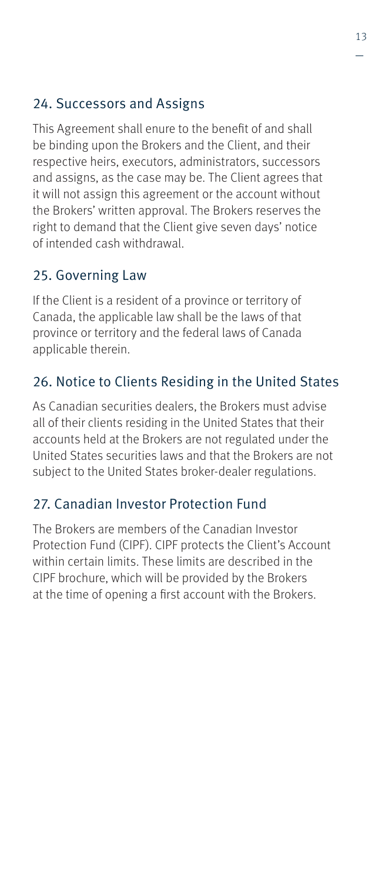## 24. Successors and Assigns

This Agreement shall enure to the benefit of and shall be binding upon the Brokers and the Client, and their respective heirs, executors, administrators, successors and assigns, as the case may be. The Client agrees that it will not assign this agreement or the account without the Brokers' written approval. The Brokers reserves the right to demand that the Client give seven days' notice of intended cash withdrawal.

## 25. Governing Law

If the Client is a resident of a province or territory of Canada, the applicable law shall be the laws of that province or territory and the federal laws of Canada applicable therein.

## 26. Notice to Clients Residing in the United States

As Canadian securities dealers, the Brokers must advise all of their clients residing in the United States that their accounts held at the Brokers are not regulated under the United States securities laws and that the Brokers are not subject to the United States broker-dealer regulations.

## 27. Canadian Investor Protection Fund

The Brokers are members of the Canadian Investor Protection Fund (CIPF). CIPF protects the Client's Account within certain limits. These limits are described in the CIPF brochure, which will be provided by the Brokers at the time of opening a first account with the Brokers.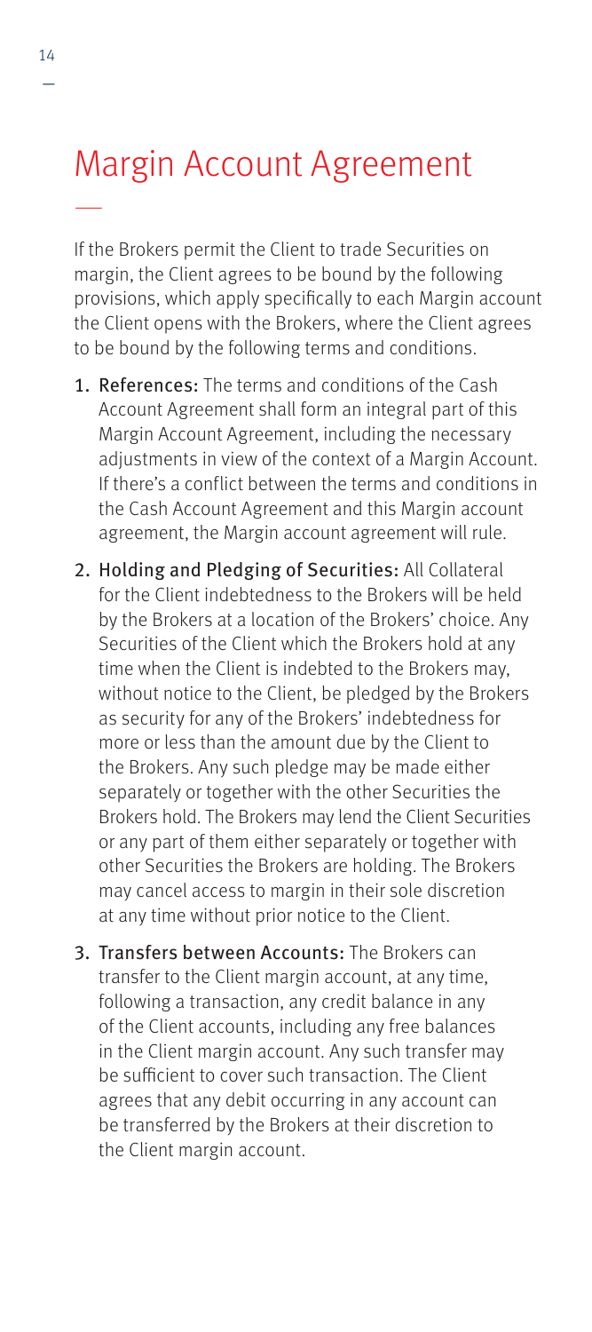# Margin Account Agreement

If the Brokers permit the Client to trade Securities on margin, the Client agrees to be bound by the following provisions, which apply specifically to each Margin account the Client opens with the Brokers, where the Client agrees to be bound by the following terms and conditions.

1. **References:** The terms and conditions of the Cash Account Agreement shall form an integral part of this Margin Account Agreement, including the necessary adjustments in view of the context of a Margin Account. If there's a conflict between the terms and conditions in the Cash Account Agreement and this Margin account agreement, the Margin account agreement will rule.
2. **Holding and Pledging of Securities:** All Collateral for the Client indebtedness to the Brokers will be held by the Brokers at a location of the Brokers' choice. Any Securities of the Client which the Brokers hold at any time when the Client is indebted to the Brokers may, without notice to the Client, be pledged by the Brokers as security for any of the Brokers' indebtedness for more or less than the amount due by the Client to the Brokers. Any such pledge may be made either separately or together with the other Securities the Brokers hold. The Brokers may lend the Client Securities or any part of them either separately or together with other Securities the Brokers are holding. The Brokers may cancel access to margin in their sole discretion at any time without prior notice to the Client.
3. **Transfers between Accounts:** The Brokers can transfer to the Client margin account, at any time, following a transaction, any credit balance in any of the Client accounts, including any free balances in the Client margin account. Any such transfer may be sufficient to cover such transaction. The Client agrees that any debit occurring in any account can be transferred by the Brokers at their discretion to the Client margin account.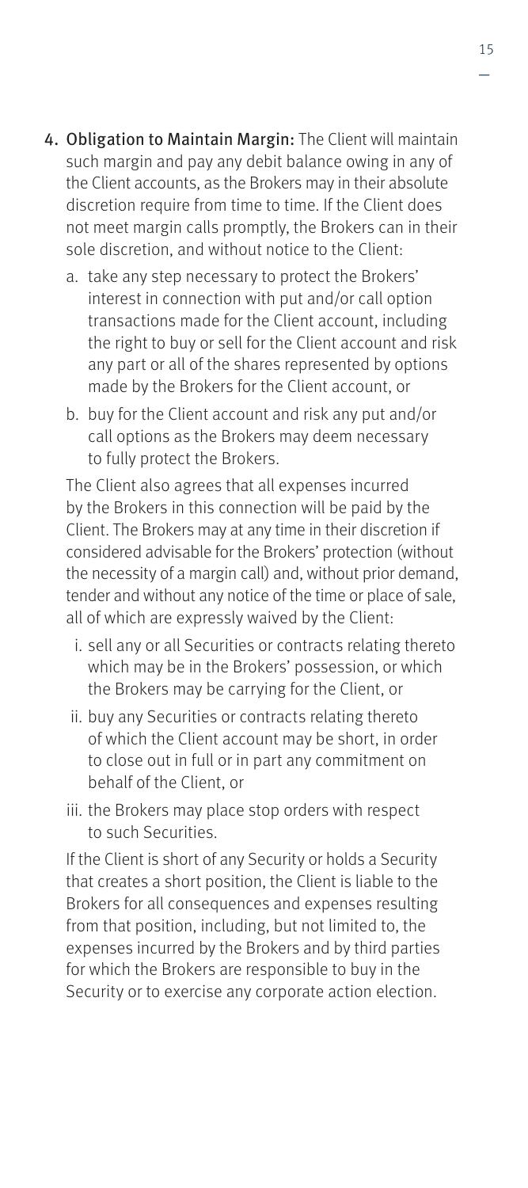4. **Obligation to Maintain Margin:** The Client will maintain such margin and pay any debit balance owing in any of the Client accounts, as the Brokers may in their absolute discretion require from time to time. If the Client does not meet margin calls promptly, the Brokers can in their sole discretion, and without notice to the Client:

   a. take any step necessary to protect the Brokers' interest in connection with put and/or call option transactions made for the Client account, including the right to buy or sell for the Client account and risk any part or all of the shares represented by options made by the Brokers for the Client account, or

   b. buy for the Client account and risk any put and/or call options as the Brokers may deem necessary to fully protect the Brokers.

   The Client also agrees that all expenses incurred by the Brokers in this connection will be paid by the Client. The Brokers may at any time in their discretion if considered advisable for the Brokers' protection (without the necessity of a margin call) and, without prior demand, tender and without any notice of the time or place of sale, all of which are expressly waived by the Client:

   i. sell any or all Securities or contracts relating thereto which may be in the Brokers' possession, or which the Brokers may be carrying for the Client, or

   ii. buy any Securities or contracts relating thereto of which the Client account may be short, in order to close out in full or in part any commitment on behalf of the Client, or

   iii. the Brokers may place stop orders with respect to such Securities.

   If the Client is short of any Security or holds a Security that creates a short position, the Client is liable to the Brokers for all consequences and expenses resulting from that position, including, but not limited to, the expenses incurred by the Brokers and by third parties for which the Brokers are responsible to buy in the Security or to exercise any corporate action election.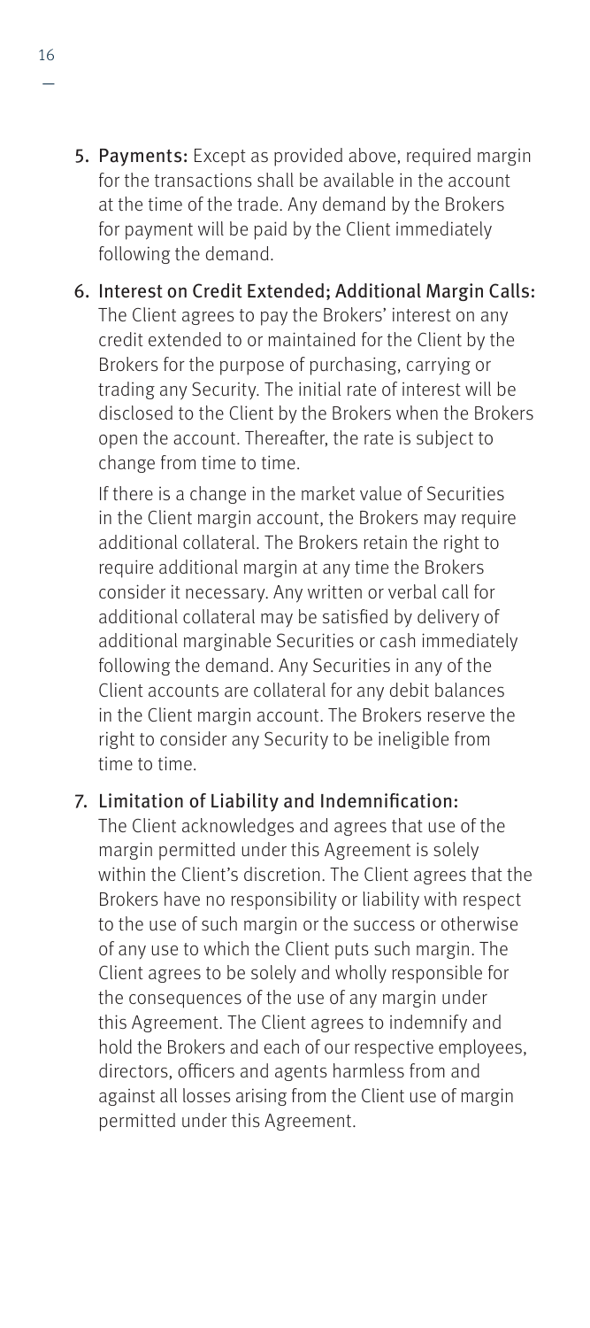5. **Payments:** Except as provided above, required margin for the transactions shall be available in the account at the time of the trade. Any demand by the Brokers for payment will be paid by the Client immediately following the demand.

6. **Interest on Credit Extended; Additional Margin Calls:** The Client agrees to pay the Brokers' interest on any credit extended to or maintained for the Client by the Brokers for the purpose of purchasing, carrying or trading any Security. The initial rate of interest will be disclosed to the Client by the Brokers when the Brokers open the account. Thereafter, the rate is subject to change from time to time.

   If there is a change in the market value of Securities in the Client margin account, the Brokers may require additional collateral. The Brokers retain the right to require additional margin at any time the Brokers consider it necessary. Any written or verbal call for additional collateral may be satisfied by delivery of additional marginable Securities or cash immediately following the demand. Any Securities in any of the Client accounts are collateral for any debit balances in the Client margin account. The Brokers reserve the right to consider any Security to be ineligible from time to time.

7. **Limitation of Liability and Indemnification:** The Client acknowledges and agrees that use of the margin permitted under this Agreement is solely within the Client's discretion. The Client agrees that the Brokers have no responsibility or liability with respect to the use of such margin or the success or otherwise of any use to which the Client puts such margin. The Client agrees to be solely and wholly responsible for the consequences of the use of any margin under this Agreement. The Client agrees to indemnify and hold the Brokers and each of our respective employees, directors, officers and agents harmless from and against all losses arising from the Client use of margin permitted under this Agreement.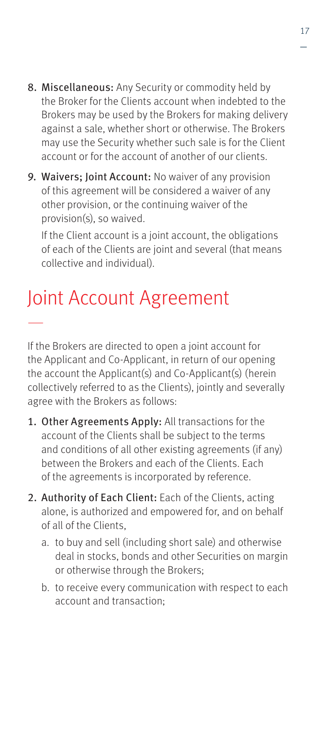8. **Miscellaneous:** Any Security or commodity held by the Broker for the Clients account when indebted to the Brokers may be used by the Brokers for making delivery against a sale, whether short or otherwise. The Brokers may use the Security whether such sale is for the Client account or for the account of another of our clients.

9. **Waivers; Joint Account:** No waiver of any provision of this agreement will be considered a waiver of any other provision, or the continuing waiver of the provision(s), so waived.

   If the Client account is a joint account, the obligations of each of the Clients are joint and several (that means collective and individual).

# Joint Account Agreement

If the Brokers are directed to open a joint account for the Applicant and Co-Applicant, in return of our opening the account the Applicant(s) and Co-Applicant(s) (herein collectively referred to as the Clients), jointly and severally agree with the Brokers as follows:

1. **Other Agreements Apply:** All transactions for the account of the Clients shall be subject to the terms and conditions of all other existing agreements (if any) between the Brokers and each of the Clients. Each of the agreements is incorporated by reference.

2. **Authority of Each Client:** Each of the Clients, acting alone, is authorized and empowered for, and on behalf of all of the Clients,

   a. to buy and sell (including short sale) and otherwise deal in stocks, bonds and other Securities on margin or otherwise through the Brokers;

   b. to receive every communication with respect to each account and transaction;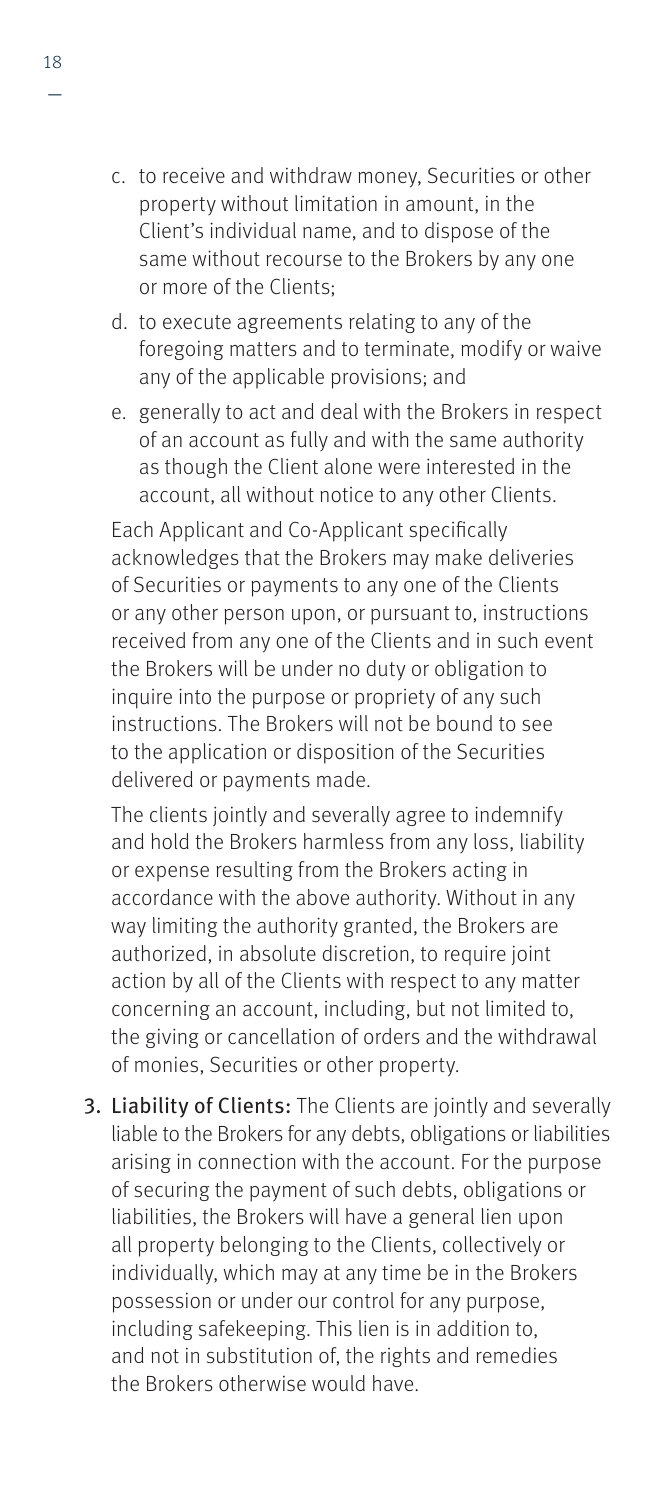c. to receive and withdraw money, Securities or other property without limitation in amount, in the Client's individual name, and to dispose of the same without recourse to the Brokers by any one or more of the Clients;

d. to execute agreements relating to any of the foregoing matters and to terminate, modify or waive any of the applicable provisions; and

e. generally to act and deal with the Brokers in respect of an account as fully and with the same authority as though the Client alone were interested in the account, all without notice to any other Clients.

Each Applicant and Co-Applicant specifically acknowledges that the Brokers may make deliveries of Securities or payments to any one of the Clients or any other person upon, or pursuant to, instructions received from any one of the Clients and in such event the Brokers will be under no duty or obligation to inquire into the purpose or propriety of any such instructions. The Brokers will not be bound to see to the application or disposition of the Securities delivered or payments made.

The clients jointly and severally agree to indemnify and hold the Brokers harmless from any loss, liability or expense resulting from the Brokers acting in accordance with the above authority. Without in any way limiting the authority granted, the Brokers are authorized, in absolute discretion, to require joint action by all of the Clients with respect to any matter concerning an account, including, but not limited to, the giving or cancellation of orders and the withdrawal of monies, Securities or other property.

3. **Liability of Clients:** The Clients are jointly and severally liable to the Brokers for any debts, obligations or liabilities arising in connection with the account. For the purpose of securing the payment of such debts, obligations or liabilities, the Brokers will have a general lien upon all property belonging to the Clients, collectively or individually, which may at any time be in the Brokers possession or under our control for any purpose, including safekeeping. This lien is in addition to, and not in substitution of, the rights and remedies the Brokers otherwise would have.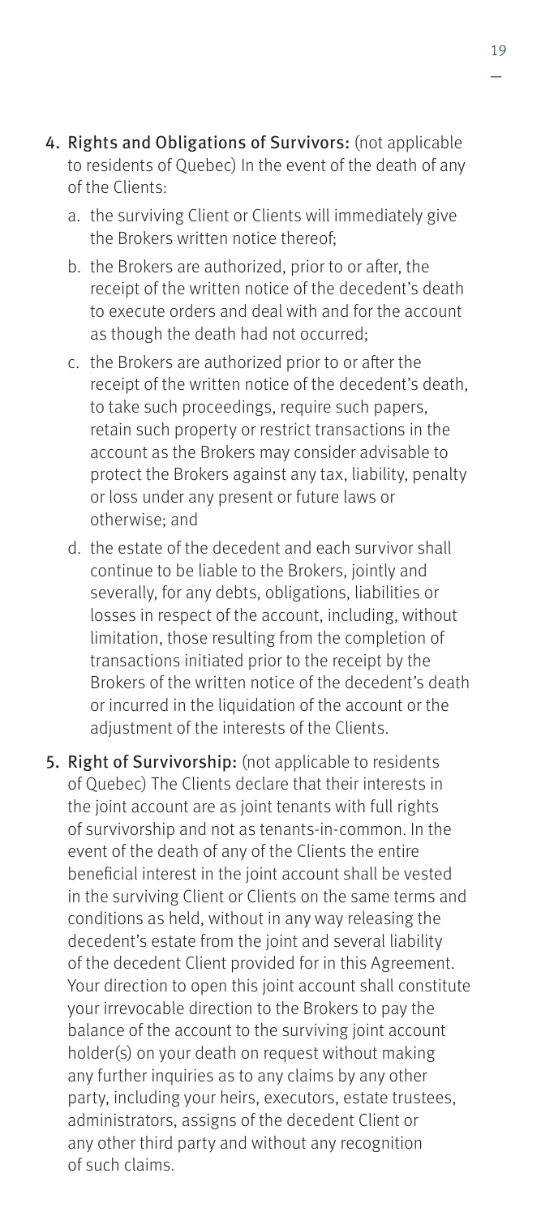4. **Rights and Obligations of Survivors:** (not applicable to residents of Quebec) In the event of the death of any of the Clients:
   a. the surviving Client or Clients will immediately give the Brokers written notice thereof;
   b. the Brokers are authorized, prior to or after, the receipt of the written notice of the decedent's death to execute orders and deal with and for the account as though the death had not occurred;
   c. the Brokers are authorized prior to or after the receipt of the written notice of the decedent's death, to take such proceedings, require such papers, retain such property or restrict transactions in the account as the Brokers may consider advisable to protect the Brokers against any tax, liability, penalty or loss under any present or future laws or otherwise; and
   d. the estate of the decedent and each survivor shall continue to be liable to the Brokers, jointly and severally, for any debts, obligations, liabilities or losses in respect of the account, including, without limitation, those resulting from the completion of transactions initiated prior to the receipt by the Brokers of the written notice of the decedent's death or incurred in the liquidation of the account or the adjustment of the interests of the Clients.
5. **Right of Survivorship:** (not applicable to residents of Quebec) The Clients declare that their interests in the joint account are as joint tenants with full rights of survivorship and not as tenants-in-common. In the event of the death of any of the Clients the entire beneficial interest in the joint account shall be vested in the surviving Client or Clients on the same terms and conditions as held, without in any way releasing the decedent's estate from the joint and several liability of the decedent Client provided for in this Agreement. Your direction to open this joint account shall constitute your irrevocable direction to the Brokers to pay the balance of the account to the surviving joint account holder(s) on your death on request without making any further inquiries as to any claims by any other party, including your heirs, executors, estate trustees, administrators, assigns of the decedent Client or any other third party and without any recognition of such claims.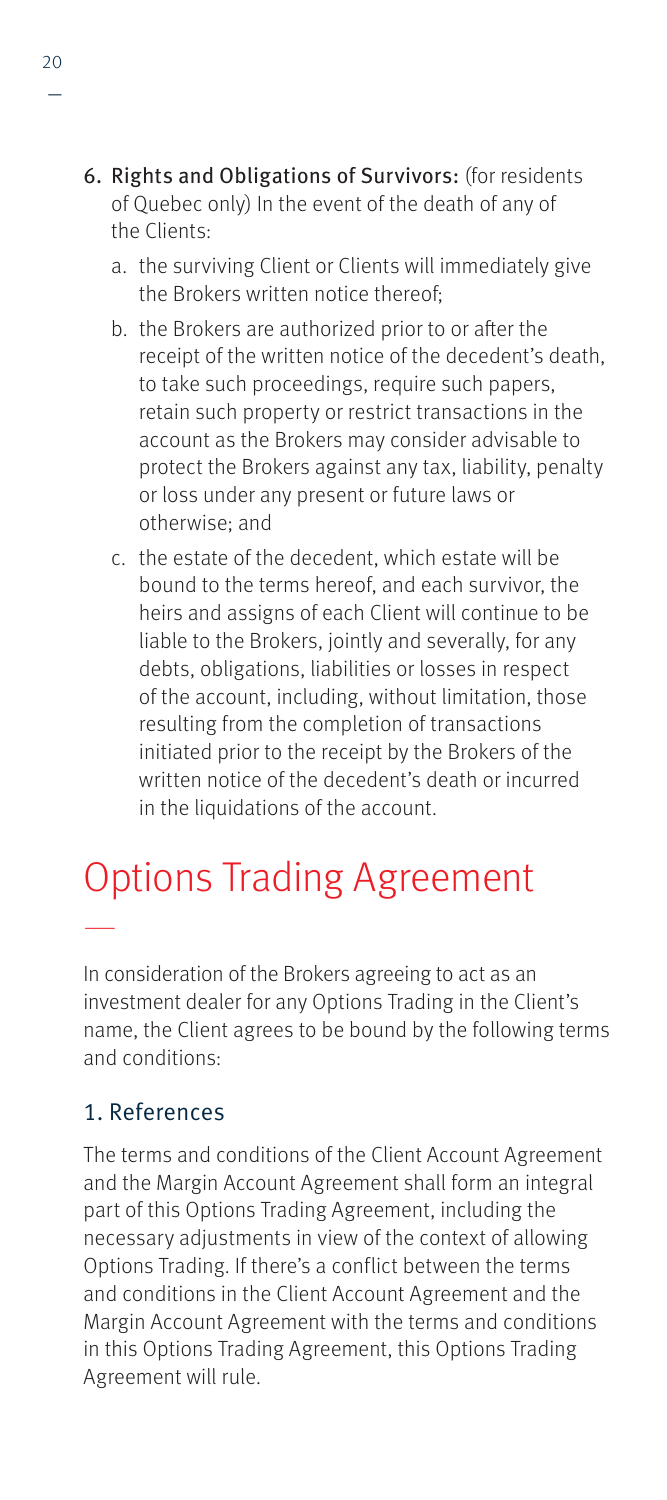6. **Rights and Obligations of Survivors:** (for residents of Quebec only) In the event of the death of any of the Clients:

   a. the surviving Client or Clients will immediately give the Brokers written notice thereof;

   b. the Brokers are authorized prior to or after the receipt of the written notice of the decedent's death, to take such proceedings, require such papers, retain such property or restrict transactions in the account as the Brokers may consider advisable to protect the Brokers against any tax, liability, penalty or loss under any present or future laws or otherwise; and

   c. the estate of the decedent, which estate will be bound to the terms hereof, and each survivor, the heirs and assigns of each Client will continue to be liable to the Brokers, jointly and severally, for any debts, obligations, liabilities or losses in respect of the account, including, without limitation, those resulting from the completion of transactions initiated prior to the receipt by the Brokers of the written notice of the decedent's death or incurred in the liquidations of the account.

# Options Trading Agreement

In consideration of the Brokers agreeing to act as an investment dealer for any Options Trading in the Client's name, the Client agrees to be bound by the following terms and conditions:

## 1. References

The terms and conditions of the Client Account Agreement and the Margin Account Agreement shall form an integral part of this Options Trading Agreement, including the necessary adjustments in view of the context of allowing Options Trading. If there's a conflict between the terms and conditions in the Client Account Agreement and the Margin Account Agreement with the terms and conditions in this Options Trading Agreement, this Options Trading Agreement will rule.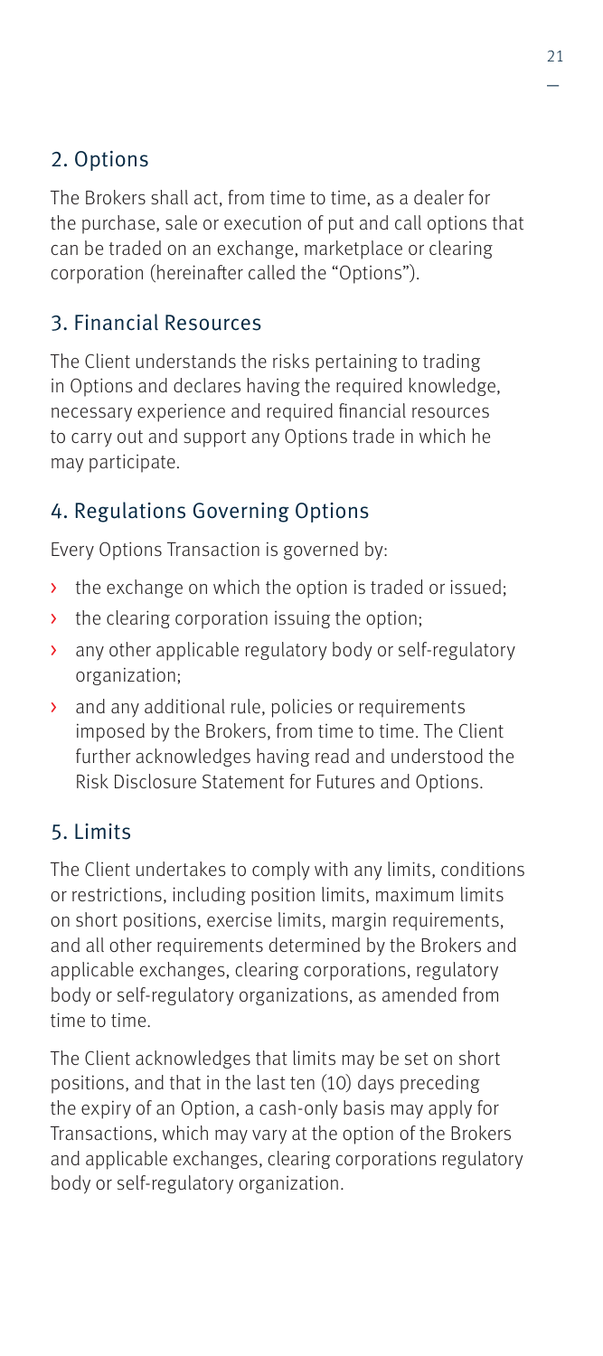## 2. Options

The Brokers shall act, from time to time, as a dealer for the purchase, sale or execution of put and call options that can be traded on an exchange, marketplace or clearing corporation (hereinafter called the "Options").

## 3. Financial Resources

The Client understands the risks pertaining to trading in Options and declares having the required knowledge, necessary experience and required financial resources to carry out and support any Options trade in which he may participate.

## 4. Regulations Governing Options

Every Options Transaction is governed by:

- the exchange on which the option is traded or issued;
- the clearing corporation issuing the option;
- any other applicable regulatory body or self-regulatory organization;
- and any additional rule, policies or requirements imposed by the Brokers, from time to time. The Client further acknowledges having read and understood the Risk Disclosure Statement for Futures and Options.

## 5. Limits

The Client undertakes to comply with any limits, conditions or restrictions, including position limits, maximum limits on short positions, exercise limits, margin requirements, and all other requirements determined by the Brokers and applicable exchanges, clearing corporations, regulatory body or self-regulatory organizations, as amended from time to time.

The Client acknowledges that limits may be set on short positions, and that in the last ten (10) days preceding the expiry of an Option, a cash-only basis may apply for Transactions, which may vary at the option of the Brokers and applicable exchanges, clearing corporations regulatory body or self-regulatory organization.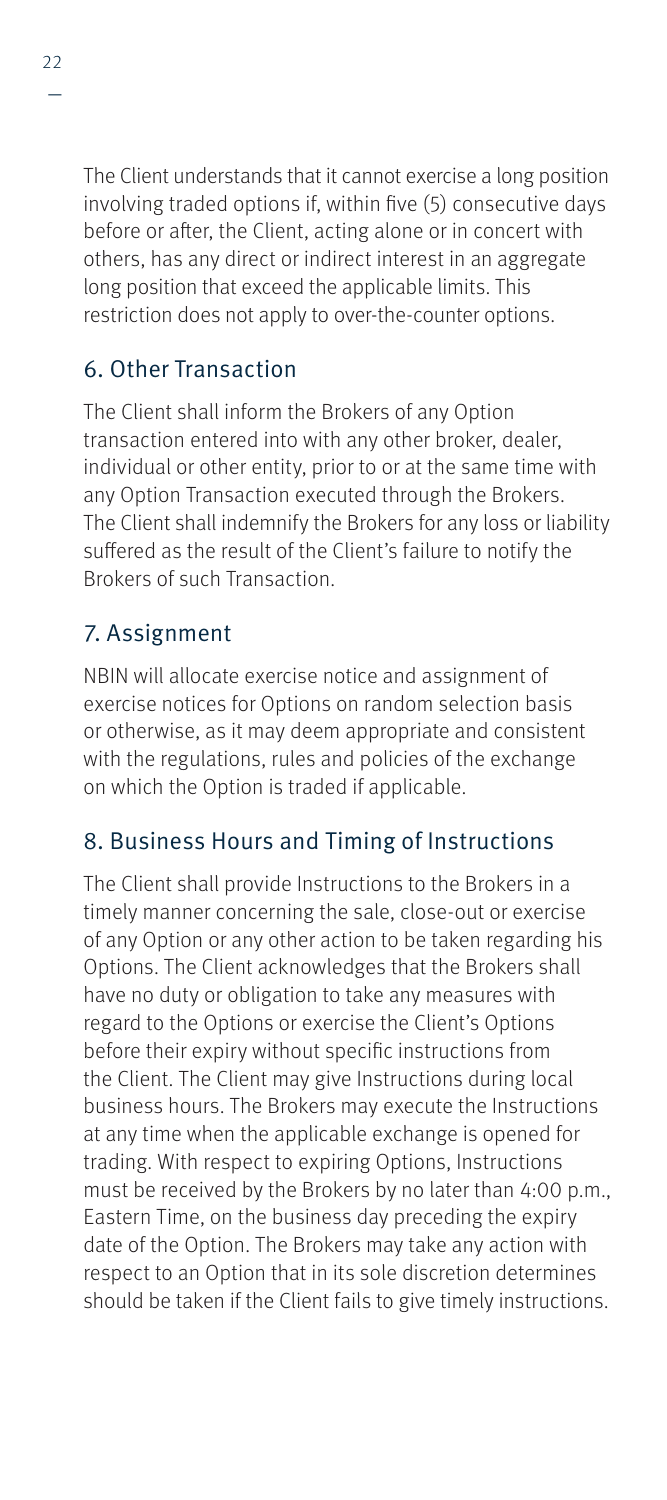The Client understands that it cannot exercise a long position involving traded options if, within five (5) consecutive days before or after, the Client, acting alone or in concert with others, has any direct or indirect interest in an aggregate long position that exceed the applicable limits. This restriction does not apply to over-the-counter options.

## 6. Other Transaction

The Client shall inform the Brokers of any Option transaction entered into with any other broker, dealer, individual or other entity, prior to or at the same time with any Option Transaction executed through the Brokers. The Client shall indemnify the Brokers for any loss or liability suffered as the result of the Client's failure to notify the Brokers of such Transaction.

## 7. Assignment

NBIN will allocate exercise notice and assignment of exercise notices for Options on random selection basis or otherwise, as it may deem appropriate and consistent with the regulations, rules and policies of the exchange on which the Option is traded if applicable.

## 8. Business Hours and Timing of Instructions

The Client shall provide Instructions to the Brokers in a timely manner concerning the sale, close-out or exercise of any Option or any other action to be taken regarding his Options. The Client acknowledges that the Brokers shall have no duty or obligation to take any measures with regard to the Options or exercise the Client's Options before their expiry without specific instructions from the Client. The Client may give Instructions during local business hours. The Brokers may execute the Instructions at any time when the applicable exchange is opened for trading. With respect to expiring Options, Instructions must be received by the Brokers by no later than 4:00 p.m., Eastern Time, on the business day preceding the expiry date of the Option. The Brokers may take any action with respect to an Option that in its sole discretion determines should be taken if the Client fails to give timely instructions.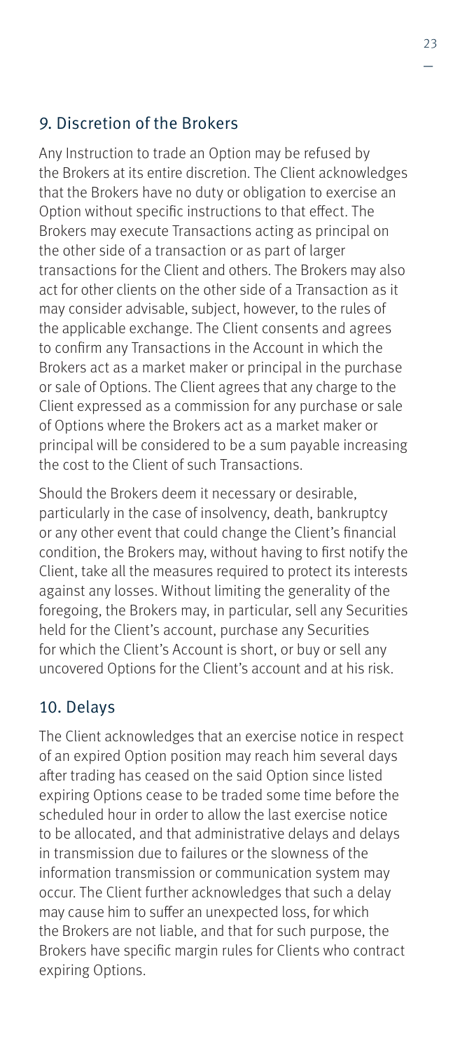## 9. Discretion of the Brokers

Any Instruction to trade an Option may be refused by the Brokers at its entire discretion. The Client acknowledges that the Brokers have no duty or obligation to exercise an Option without specific instructions to that effect. The Brokers may execute Transactions acting as principal on the other side of a transaction or as part of larger transactions for the Client and others. The Brokers may also act for other clients on the other side of a Transaction as it may consider advisable, subject, however, to the rules of the applicable exchange. The Client consents and agrees to confirm any Transactions in the Account in which the Brokers act as a market maker or principal in the purchase or sale of Options. The Client agrees that any charge to the Client expressed as a commission for any purchase or sale of Options where the Brokers act as a market maker or principal will be considered to be a sum payable increasing the cost to the Client of such Transactions.

Should the Brokers deem it necessary or desirable, particularly in the case of insolvency, death, bankruptcy or any other event that could change the Client's financial condition, the Brokers may, without having to first notify the Client, take all the measures required to protect its interests against any losses. Without limiting the generality of the foregoing, the Brokers may, in particular, sell any Securities held for the Client's account, purchase any Securities for which the Client's Account is short, or buy or sell any uncovered Options for the Client's account and at his risk.

## 10. Delays

The Client acknowledges that an exercise notice in respect of an expired Option position may reach him several days after trading has ceased on the said Option since listed expiring Options cease to be traded some time before the scheduled hour in order to allow the last exercise notice to be allocated, and that administrative delays and delays in transmission due to failures or the slowness of the information transmission or communication system may occur. The Client further acknowledges that such a delay may cause him to suffer an unexpected loss, for which the Brokers are not liable, and that for such purpose, the Brokers have specific margin rules for Clients who contract expiring Options.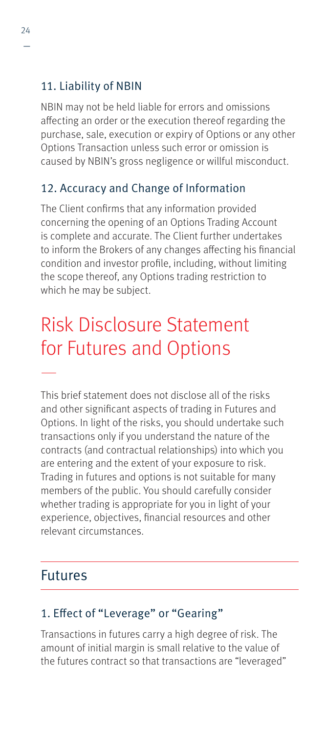### 11. Liability of NBIN

NBIN may not be held liable for errors and omissions affecting an order or the execution thereof regarding the purchase, sale, execution or expiry of Options or any other Options Transaction unless such error or omission is caused by NBIN's gross negligence or willful misconduct.

### 12. Accuracy and Change of Information

The Client confirms that any information provided concerning the opening of an Options Trading Account is complete and accurate. The Client further undertakes to inform the Brokers of any changes affecting his financial condition and investor profile, including, without limiting the scope thereof, any Options trading restriction to which he may be subject.

# Risk Disclosure Statement for Futures and Options

This brief statement does not disclose all of the risks and other significant aspects of trading in Futures and Options. In light of the risks, you should undertake such transactions only if you understand the nature of the contracts (and contractual relationships) into which you are entering and the extent of your exposure to risk. Trading in futures and options is not suitable for many members of the public. You should carefully consider whether trading is appropriate for you in light of your experience, objectives, financial resources and other relevant circumstances.

## Futures

### 1. Effect of "Leverage" or "Gearing"

Transactions in futures carry a high degree of risk. The amount of initial margin is small relative to the value of the futures contract so that transactions are "leveraged"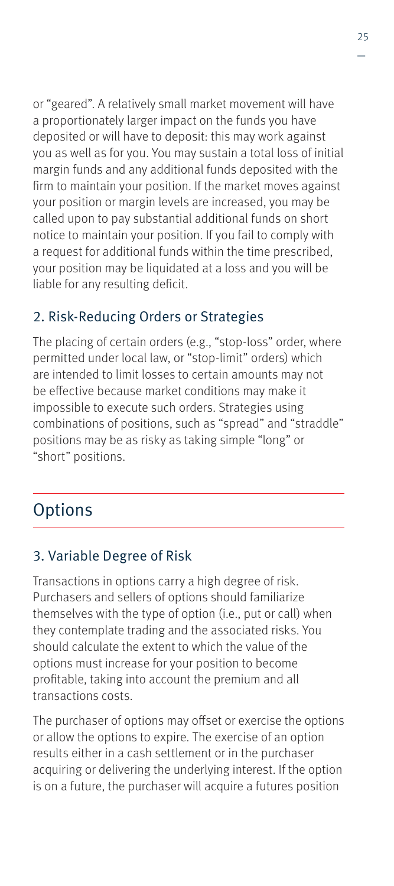or "geared". A relatively small market movement will have a proportionately larger impact on the funds you have deposited or will have to deposit: this may work against you as well as for you. You may sustain a total loss of initial margin funds and any additional funds deposited with the firm to maintain your position. If the market moves against your position or margin levels are increased, you may be called upon to pay substantial additional funds on short notice to maintain your position. If you fail to comply with a request for additional funds within the time prescribed, your position may be liquidated at a loss and you will be liable for any resulting deficit.

### 2. Risk-Reducing Orders or Strategies

The placing of certain orders (e.g., "stop-loss" order, where permitted under local law, or "stop-limit" orders) which are intended to limit losses to certain amounts may not be effective because market conditions may make it impossible to execute such orders. Strategies using combinations of positions, such as "spread" and "straddle" positions may be as risky as taking simple "long" or "short" positions.

## Options

### 3. Variable Degree of Risk

Transactions in options carry a high degree of risk. Purchasers and sellers of options should familiarize themselves with the type of option (i.e., put or call) when they contemplate trading and the associated risks. You should calculate the extent to which the value of the options must increase for your position to become profitable, taking into account the premium and all transactions costs.

The purchaser of options may offset or exercise the options or allow the options to expire. The exercise of an option results either in a cash settlement or in the purchaser acquiring or delivering the underlying interest. If the option is on a future, the purchaser will acquire a futures position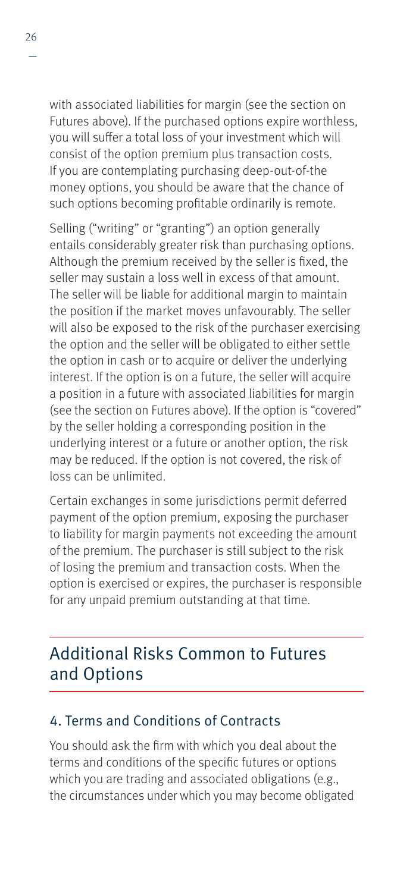with associated liabilities for margin (see the section on Futures above). If the purchased options expire worthless, you will suffer a total loss of your investment which will consist of the option premium plus transaction costs. If you are contemplating purchasing deep-out-of-the money options, you should be aware that the chance of such options becoming profitable ordinarily is remote.

Selling ("writing" or "granting") an option generally entails considerably greater risk than purchasing options. Although the premium received by the seller is fixed, the seller may sustain a loss well in excess of that amount. The seller will be liable for additional margin to maintain the position if the market moves unfavourably. The seller will also be exposed to the risk of the purchaser exercising the option and the seller will be obligated to either settle the option in cash or to acquire or deliver the underlying interest. If the option is on a future, the seller will acquire a position in a future with associated liabilities for margin (see the section on Futures above). If the option is "covered" by the seller holding a corresponding position in the underlying interest or a future or another option, the risk may be reduced. If the option is not covered, the risk of loss can be unlimited.

Certain exchanges in some jurisdictions permit deferred payment of the option premium, exposing the purchaser to liability for margin payments not exceeding the amount of the premium. The purchaser is still subject to the risk of losing the premium and transaction costs. When the option is exercised or expires, the purchaser is responsible for any unpaid premium outstanding at that time.

## Additional Risks Common to Futures and Options

### 4. Terms and Conditions of Contracts

You should ask the firm with which you deal about the terms and conditions of the specific futures or options which you are trading and associated obligations (e.g., the circumstances under which you may become obligated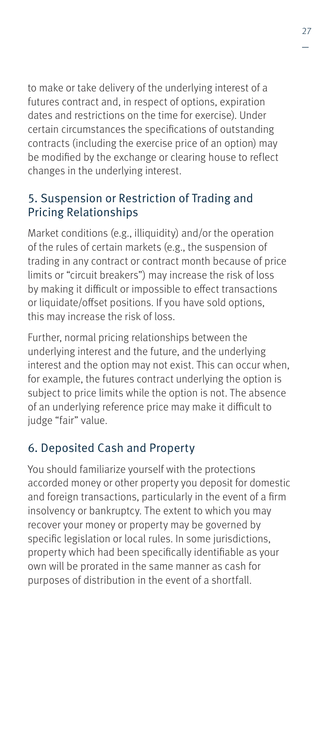to make or take delivery of the underlying interest of a futures contract and, in respect of options, expiration dates and restrictions on the time for exercise). Under certain circumstances the specifications of outstanding contracts (including the exercise price of an option) may be modified by the exchange or clearing house to reflect changes in the underlying interest.

## 5. Suspension or Restriction of Trading and Pricing Relationships

Market conditions (e.g., illiquidity) and/or the operation of the rules of certain markets (e.g., the suspension of trading in any contract or contract month because of price limits or "circuit breakers") may increase the risk of loss by making it difficult or impossible to effect transactions or liquidate/offset positions. If you have sold options, this may increase the risk of loss.

Further, normal pricing relationships between the underlying interest and the future, and the underlying interest and the option may not exist. This can occur when, for example, the futures contract underlying the option is subject to price limits while the option is not. The absence of an underlying reference price may make it difficult to judge "fair" value.

## 6. Deposited Cash and Property

You should familiarize yourself with the protections accorded money or other property you deposit for domestic and foreign transactions, particularly in the event of a firm insolvency or bankruptcy. The extent to which you may recover your money or property may be governed by specific legislation or local rules. In some jurisdictions, property which had been specifically identifiable as your own will be prorated in the same manner as cash for purposes of distribution in the event of a shortfall.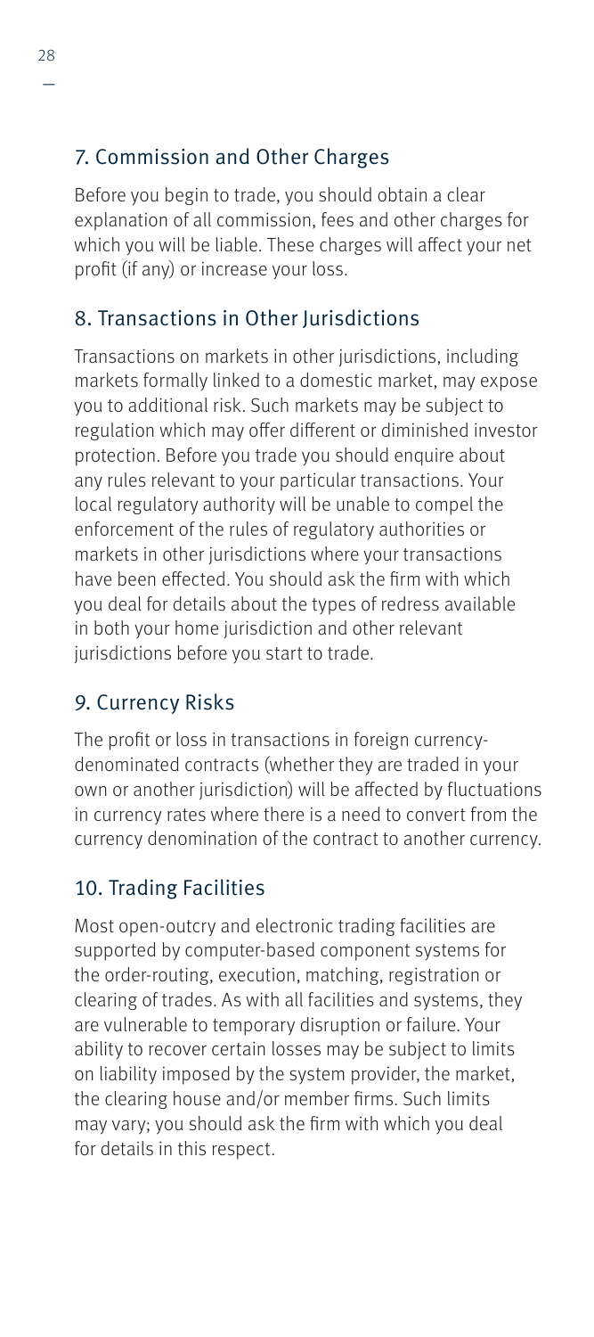## 7. Commission and Other Charges

Before you begin to trade, you should obtain a clear explanation of all commission, fees and other charges for which you will be liable. These charges will affect your net profit (if any) or increase your loss.

## 8. Transactions in Other Jurisdictions

Transactions on markets in other jurisdictions, including markets formally linked to a domestic market, may expose you to additional risk. Such markets may be subject to regulation which may offer different or diminished investor protection. Before you trade you should enquire about any rules relevant to your particular transactions. Your local regulatory authority will be unable to compel the enforcement of the rules of regulatory authorities or markets in other jurisdictions where your transactions have been effected. You should ask the firm with which you deal for details about the types of redress available in both your home jurisdiction and other relevant jurisdictions before you start to trade.

## 9. Currency Risks

The profit or loss in transactions in foreign currency-denominated contracts (whether they are traded in your own or another jurisdiction) will be affected by fluctuations in currency rates where there is a need to convert from the currency denomination of the contract to another currency.

## 10. Trading Facilities

Most open-outcry and electronic trading facilities are supported by computer-based component systems for the order-routing, execution, matching, registration or clearing of trades. As with all facilities and systems, they are vulnerable to temporary disruption or failure. Your ability to recover certain losses may be subject to limits on liability imposed by the system provider, the market, the clearing house and/or member firms. Such limits may vary; you should ask the firm with which you deal for details in this respect.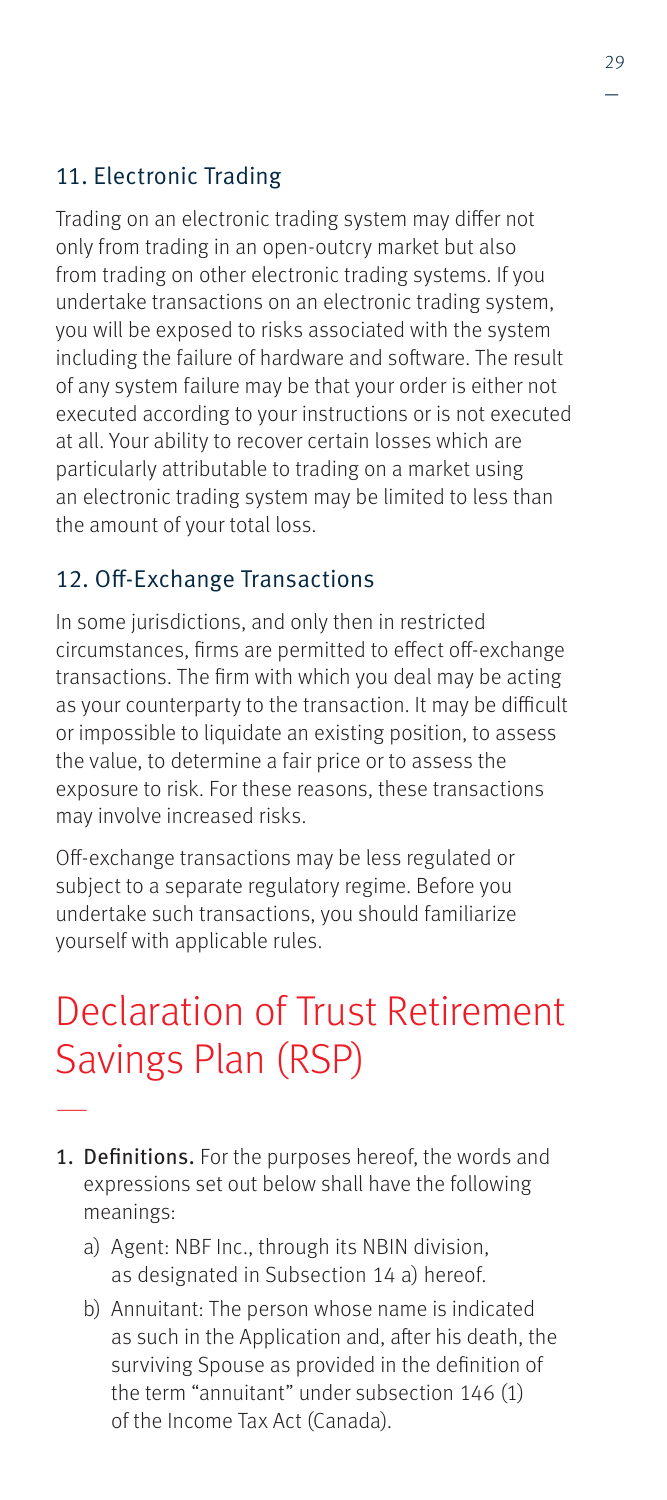## 11. Electronic Trading

Trading on an electronic trading system may differ not only from trading in an open-outcry market but also from trading on other electronic trading systems. If you undertake transactions on an electronic trading system, you will be exposed to risks associated with the system including the failure of hardware and software. The result of any system failure may be that your order is either not executed according to your instructions or is not executed at all. Your ability to recover certain losses which are particularly attributable to trading on a market using an electronic trading system may be limited to less than the amount of your total loss.

## 12. Off-Exchange Transactions

In some jurisdictions, and only then in restricted circumstances, firms are permitted to effect off-exchange transactions. The firm with which you deal may be acting as your counterparty to the transaction. It may be difficult or impossible to liquidate an existing position, to assess the value, to determine a fair price or to assess the exposure to risk. For these reasons, these transactions may involve increased risks.

Off-exchange transactions may be less regulated or subject to a separate regulatory regime. Before you undertake such transactions, you should familiarize yourself with applicable rules.

# Declaration of Trust Retirement Savings Plan (RSP)

1. **Definitions.** For the purposes hereof, the words and expressions set out below shall have the following meanings:
    a) Agent: NBF Inc., through its NBIN division, as designated in Subsection 14 a) hereof.
    b) Annuitant: The person whose name is indicated as such in the Application and, after his death, the surviving Spouse as provided in the definition of the term "annuitant" under subsection 146 (1) of the Income Tax Act (Canada).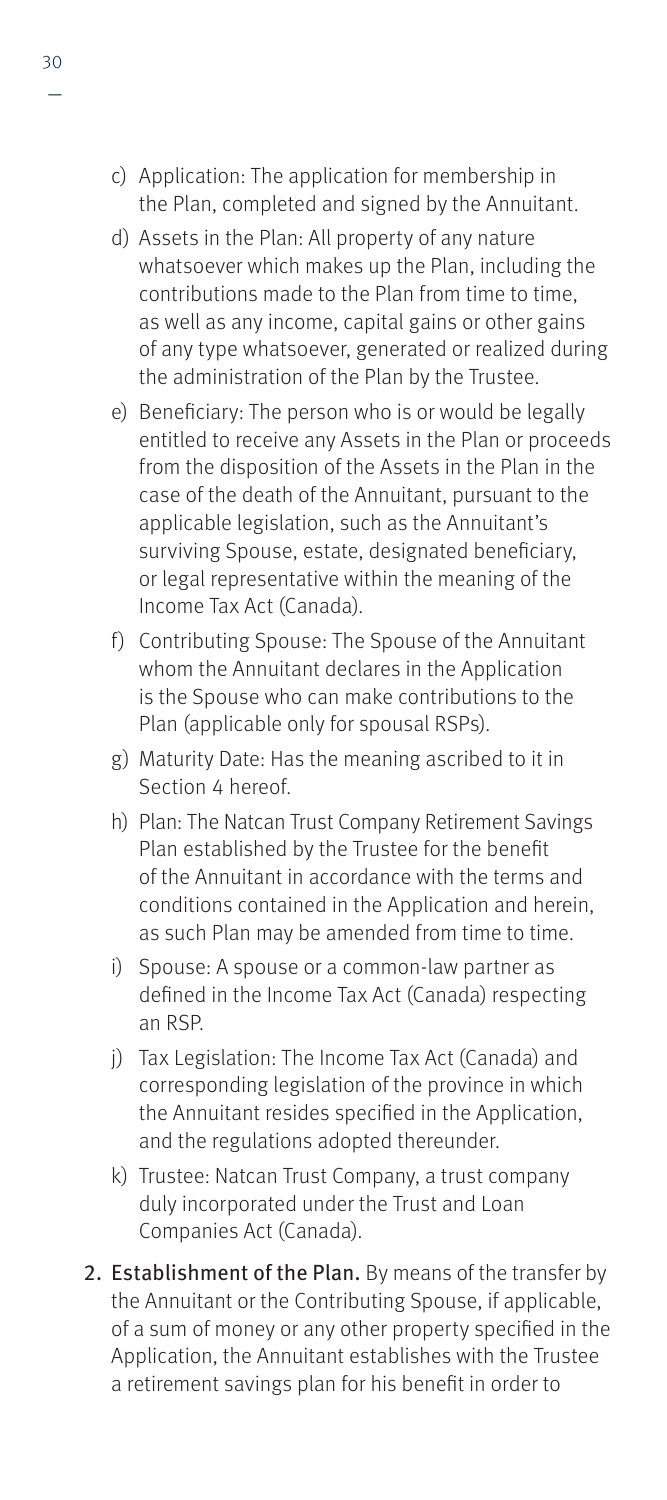c) Application: The application for membership in the Plan, completed and signed by the Annuitant.

d) Assets in the Plan: All property of any nature whatsoever which makes up the Plan, including the contributions made to the Plan from time to time, as well as any income, capital gains or other gains of any type whatsoever, generated or realized during the administration of the Plan by the Trustee.

e) Beneficiary: The person who is or would be legally entitled to receive any Assets in the Plan or proceeds from the disposition of the Assets in the Plan in the case of the death of the Annuitant, pursuant to the applicable legislation, such as the Annuitant's surviving Spouse, estate, designated beneficiary, or legal representative within the meaning of the Income Tax Act (Canada).

f) Contributing Spouse: The Spouse of the Annuitant whom the Annuitant declares in the Application is the Spouse who can make contributions to the Plan (applicable only for spousal RSPs).

g) Maturity Date: Has the meaning ascribed to it in Section 4 hereof.

h) Plan: The Natcan Trust Company Retirement Savings Plan established by the Trustee for the benefit of the Annuitant in accordance with the terms and conditions contained in the Application and herein, as such Plan may be amended from time to time.

i) Spouse: A spouse or a common-law partner as defined in the Income Tax Act (Canada) respecting an RSP.

j) Tax Legislation: The Income Tax Act (Canada) and corresponding legislation of the province in which the Annuitant resides specified in the Application, and the regulations adopted thereunder.

k) Trustee: Natcan Trust Company, a trust company duly incorporated under the Trust and Loan Companies Act (Canada).

2. **Establishment of the Plan.** By means of the transfer by the Annuitant or the Contributing Spouse, if applicable, of a sum of money or any other property specified in the Application, the Annuitant establishes with the Trustee a retirement savings plan for his benefit in order to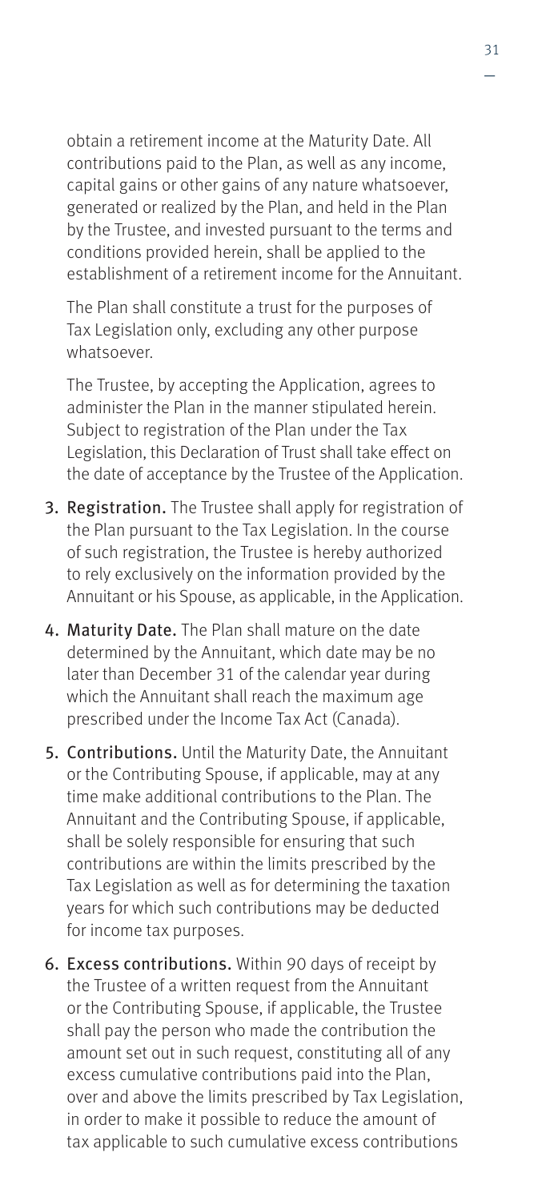obtain a retirement income at the Maturity Date. All contributions paid to the Plan, as well as any income, capital gains or other gains of any nature whatsoever, generated or realized by the Plan, and held in the Plan by the Trustee, and invested pursuant to the terms and conditions provided herein, shall be applied to the establishment of a retirement income for the Annuitant.

The Plan shall constitute a trust for the purposes of Tax Legislation only, excluding any other purpose whatsoever.

The Trustee, by accepting the Application, agrees to administer the Plan in the manner stipulated herein. Subject to registration of the Plan under the Tax Legislation, this Declaration of Trust shall take effect on the date of acceptance by the Trustee of the Application.

3. **Registration.** The Trustee shall apply for registration of the Plan pursuant to the Tax Legislation. In the course of such registration, the Trustee is hereby authorized to rely exclusively on the information provided by the Annuitant or his Spouse, as applicable, in the Application.

4. **Maturity Date.** The Plan shall mature on the date determined by the Annuitant, which date may be no later than December 31 of the calendar year during which the Annuitant shall reach the maximum age prescribed under the Income Tax Act (Canada).

5. **Contributions.** Until the Maturity Date, the Annuitant or the Contributing Spouse, if applicable, may at any time make additional contributions to the Plan. The Annuitant and the Contributing Spouse, if applicable, shall be solely responsible for ensuring that such contributions are within the limits prescribed by the Tax Legislation as well as for determining the taxation years for which such contributions may be deducted for income tax purposes.

6. **Excess contributions.** Within 90 days of receipt by the Trustee of a written request from the Annuitant or the Contributing Spouse, if applicable, the Trustee shall pay the person who made the contribution the amount set out in such request, constituting all of any excess cumulative contributions paid into the Plan, over and above the limits prescribed by Tax Legislation, in order to make it possible to reduce the amount of tax applicable to such cumulative excess contributions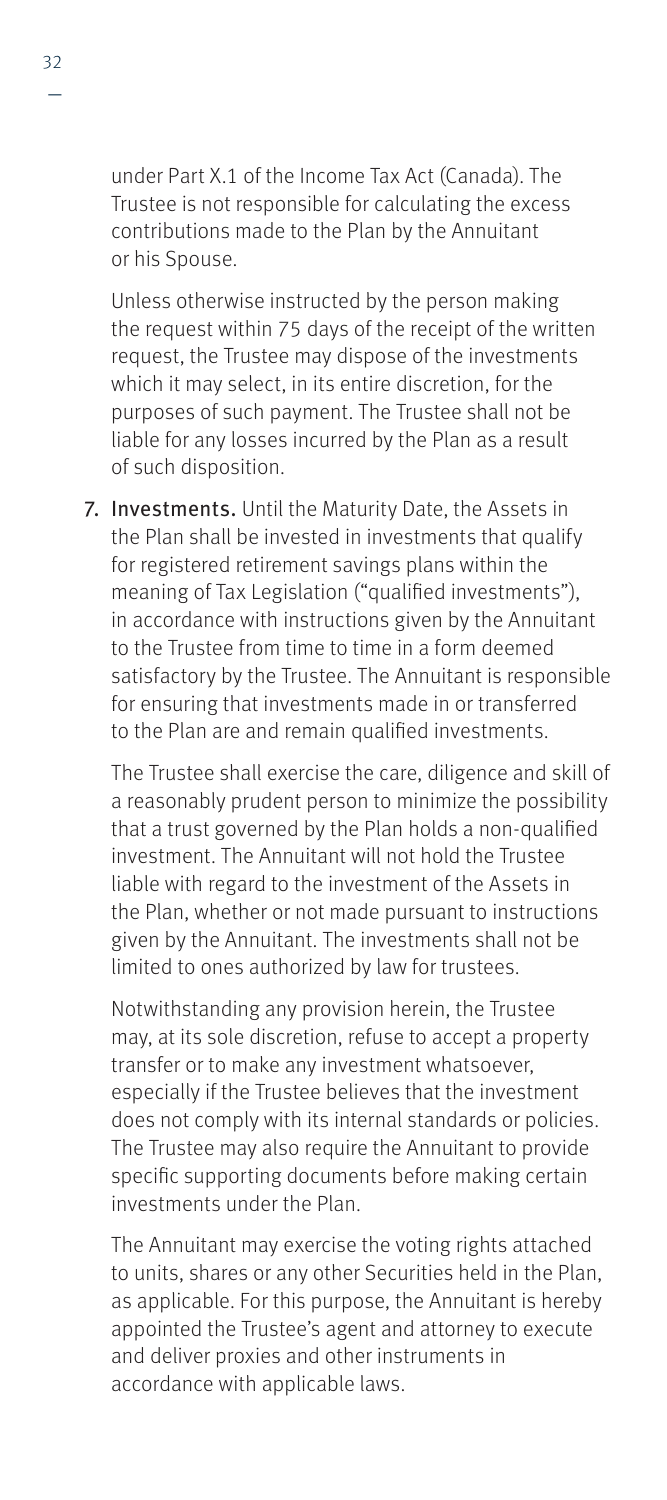under Part X.1 of the Income Tax Act (Canada). The Trustee is not responsible for calculating the excess contributions made to the Plan by the Annuitant or his Spouse.

Unless otherwise instructed by the person making the request within 75 days of the receipt of the written request, the Trustee may dispose of the investments which it may select, in its entire discretion, for the purposes of such payment. The Trustee shall not be liable for any losses incurred by the Plan as a result of such disposition.

7. **Investments.** Until the Maturity Date, the Assets in the Plan shall be invested in investments that qualify for registered retirement savings plans within the meaning of Tax Legislation ("qualified investments"), in accordance with instructions given by the Annuitant to the Trustee from time to time in a form deemed satisfactory by the Trustee. The Annuitant is responsible for ensuring that investments made in or transferred to the Plan are and remain qualified investments.

   The Trustee shall exercise the care, diligence and skill of a reasonably prudent person to minimize the possibility that a trust governed by the Plan holds a non-qualified investment. The Annuitant will not hold the Trustee liable with regard to the investment of the Assets in the Plan, whether or not made pursuant to instructions given by the Annuitant. The investments shall not be limited to ones authorized by law for trustees.

   Notwithstanding any provision herein, the Trustee may, at its sole discretion, refuse to accept a property transfer or to make any investment whatsoever, especially if the Trustee believes that the investment does not comply with its internal standards or policies. The Trustee may also require the Annuitant to provide specific supporting documents before making certain investments under the Plan.

   The Annuitant may exercise the voting rights attached to units, shares or any other Securities held in the Plan, as applicable. For this purpose, the Annuitant is hereby appointed the Trustee's agent and attorney to execute and deliver proxies and other instruments in accordance with applicable laws.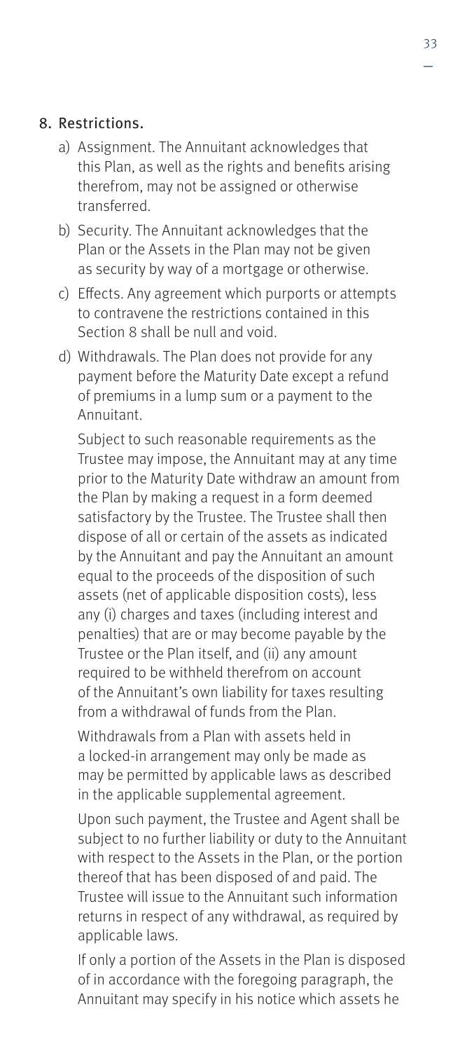## 8. Restrictions.

a) Assignment. The Annuitant acknowledges that this Plan, as well as the rights and benefits arising therefrom, may not be assigned or otherwise transferred.

b) Security. The Annuitant acknowledges that the Plan or the Assets in the Plan may not be given as security by way of a mortgage or otherwise.

c) Effects. Any agreement which purports or attempts to contravene the restrictions contained in this Section 8 shall be null and void.

d) Withdrawals. The Plan does not provide for any payment before the Maturity Date except a refund of premiums in a lump sum or a payment to the Annuitant.

   Subject to such reasonable requirements as the Trustee may impose, the Annuitant may at any time prior to the Maturity Date withdraw an amount from the Plan by making a request in a form deemed satisfactory by the Trustee. The Trustee shall then dispose of all or certain of the assets as indicated by the Annuitant and pay the Annuitant an amount equal to the proceeds of the disposition of such assets (net of applicable disposition costs), less any (i) charges and taxes (including interest and penalties) that are or may become payable by the Trustee or the Plan itself, and (ii) any amount required to be withheld therefrom on account of the Annuitant's own liability for taxes resulting from a withdrawal of funds from the Plan.

   Withdrawals from a Plan with assets held in a locked-in arrangement may only be made as may be permitted by applicable laws as described in the applicable supplemental agreement.

   Upon such payment, the Trustee and Agent shall be subject to no further liability or duty to the Annuitant with respect to the Assets in the Plan, or the portion thereof that has been disposed of and paid. The Trustee will issue to the Annuitant such information returns in respect of any withdrawal, as required by applicable laws.

   If only a portion of the Assets in the Plan is disposed of in accordance with the foregoing paragraph, the Annuitant may specify in his notice which assets he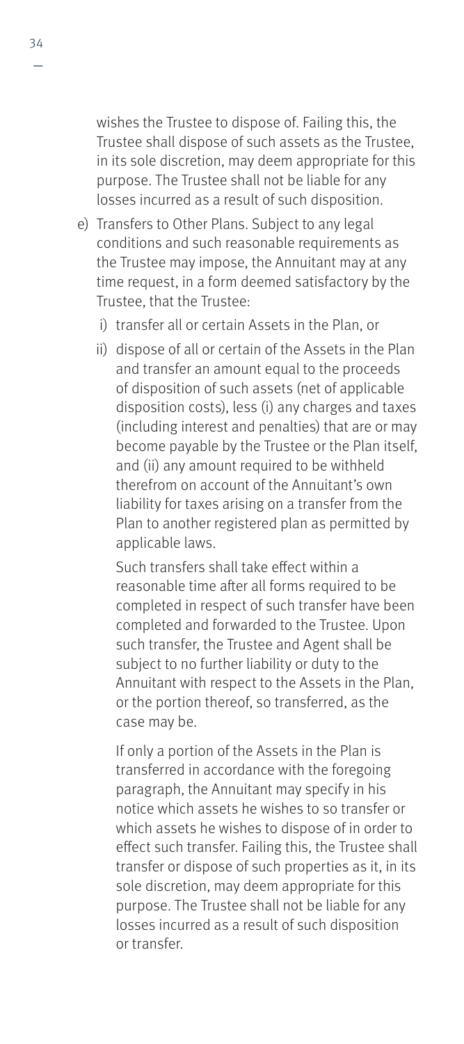wishes the Trustee to dispose of. Failing this, the Trustee shall dispose of such assets as the Trustee, in its sole discretion, may deem appropriate for this purpose. The Trustee shall not be liable for any losses incurred as a result of such disposition.

e) Transfers to Other Plans. Subject to any legal conditions and such reasonable requirements as the Trustee may impose, the Annuitant may at any time request, in a form deemed satisfactory by the Trustee, that the Trustee:

   i) transfer all or certain Assets in the Plan, or

   ii) dispose of all or certain of the Assets in the Plan and transfer an amount equal to the proceeds of disposition of such assets (net of applicable disposition costs), less (i) any charges and taxes (including interest and penalties) that are or may become payable by the Trustee or the Plan itself, and (ii) any amount required to be withheld therefrom on account of the Annuitant's own liability for taxes arising on a transfer from the Plan to another registered plan as permitted by applicable laws.

   Such transfers shall take effect within a reasonable time after all forms required to be completed in respect of such transfer have been completed and forwarded to the Trustee. Upon such transfer, the Trustee and Agent shall be subject to no further liability or duty to the Annuitant with respect to the Assets in the Plan, or the portion thereof, so transferred, as the case may be.

   If only a portion of the Assets in the Plan is transferred in accordance with the foregoing paragraph, the Annuitant may specify in his notice which assets he wishes to so transfer or which assets he wishes to dispose of in order to effect such transfer. Failing this, the Trustee shall transfer or dispose of such properties as it, in its sole discretion, may deem appropriate for this purpose. The Trustee shall not be liable for any losses incurred as a result of such disposition or transfer.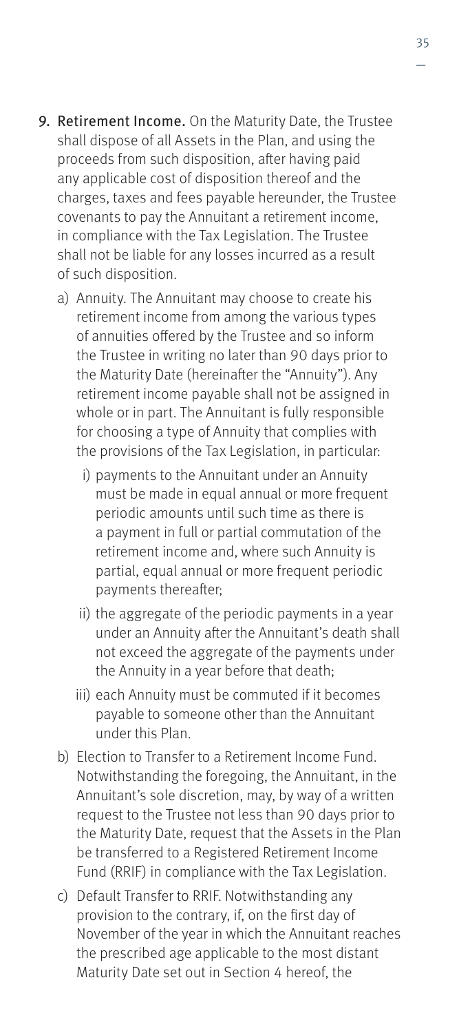9. **Retirement Income.** On the Maturity Date, the Trustee shall dispose of all Assets in the Plan, and using the proceeds from such disposition, after having paid any applicable cost of disposition thereof and the charges, taxes and fees payable hereunder, the Trustee covenants to pay the Annuitant a retirement income, in compliance with the Tax Legislation. The Trustee shall not be liable for any losses incurred as a result of such disposition.

   a) Annuity. The Annuitant may choose to create his retirement income from among the various types of annuities offered by the Trustee and so inform the Trustee in writing no later than 90 days prior to the Maturity Date (hereinafter the "Annuity"). Any retirement income payable shall not be assigned in whole or in part. The Annuitant is fully responsible for choosing a type of Annuity that complies with the provisions of the Tax Legislation, in particular:

      i) payments to the Annuitant under an Annuity must be made in equal annual or more frequent periodic amounts until such time as there is a payment in full or partial commutation of the retirement income and, where such Annuity is partial, equal annual or more frequent periodic payments thereafter;

      ii) the aggregate of the periodic payments in a year under an Annuity after the Annuitant's death shall not exceed the aggregate of the payments under the Annuity in a year before that death;

      iii) each Annuity must be commuted if it becomes payable to someone other than the Annuitant under this Plan.

   b) Election to Transfer to a Retirement Income Fund. Notwithstanding the foregoing, the Annuitant, in the Annuitant's sole discretion, may, by way of a written request to the Trustee not less than 90 days prior to the Maturity Date, request that the Assets in the Plan be transferred to a Registered Retirement Income Fund (RRIF) in compliance with the Tax Legislation.

   c) Default Transfer to RRIF. Notwithstanding any provision to the contrary, if, on the first day of November of the year in which the Annuitant reaches the prescribed age applicable to the most distant Maturity Date set out in Section 4 hereof, the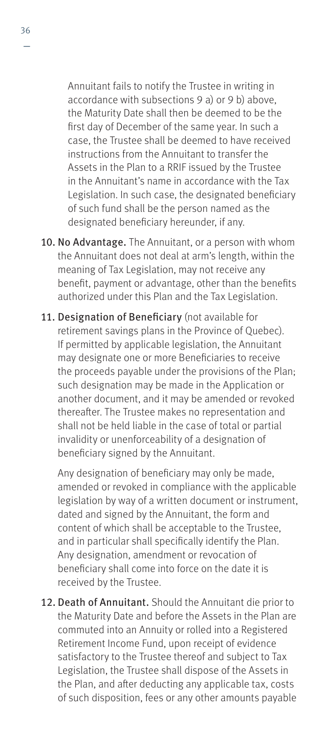Annuitant fails to notify the Trustee in writing in accordance with subsections 9 a) or 9 b) above, the Maturity Date shall then be deemed to be the first day of December of the same year. In such a case, the Trustee shall be deemed to have received instructions from the Annuitant to transfer the Assets in the Plan to a RRIF issued by the Trustee in the Annuitant's name in accordance with the Tax Legislation. In such case, the designated beneficiary of such fund shall be the person named as the designated beneficiary hereunder, if any.

10. **No Advantage.** The Annuitant, or a person with whom the Annuitant does not deal at arm's length, within the meaning of Tax Legislation, may not receive any benefit, payment or advantage, other than the benefits authorized under this Plan and the Tax Legislation.

11. **Designation of Beneficiary** (not available for retirement savings plans in the Province of Quebec). If permitted by applicable legislation, the Annuitant may designate one or more Beneficiaries to receive the proceeds payable under the provisions of the Plan; such designation may be made in the Application or another document, and it may be amended or revoked thereafter. The Trustee makes no representation and shall not be held liable in the case of total or partial invalidity or unenforceability of a designation of beneficiary signed by the Annuitant.

    Any designation of beneficiary may only be made, amended or revoked in compliance with the applicable legislation by way of a written document or instrument, dated and signed by the Annuitant, the form and content of which shall be acceptable to the Trustee, and in particular shall specifically identify the Plan. Any designation, amendment or revocation of beneficiary shall come into force on the date it is received by the Trustee.

12. **Death of Annuitant.** Should the Annuitant die prior to the Maturity Date and before the Assets in the Plan are commuted into an Annuity or rolled into a Registered Retirement Income Fund, upon receipt of evidence satisfactory to the Trustee thereof and subject to Tax Legislation, the Trustee shall dispose of the Assets in the Plan, and after deducting any applicable tax, costs of such disposition, fees or any other amounts payable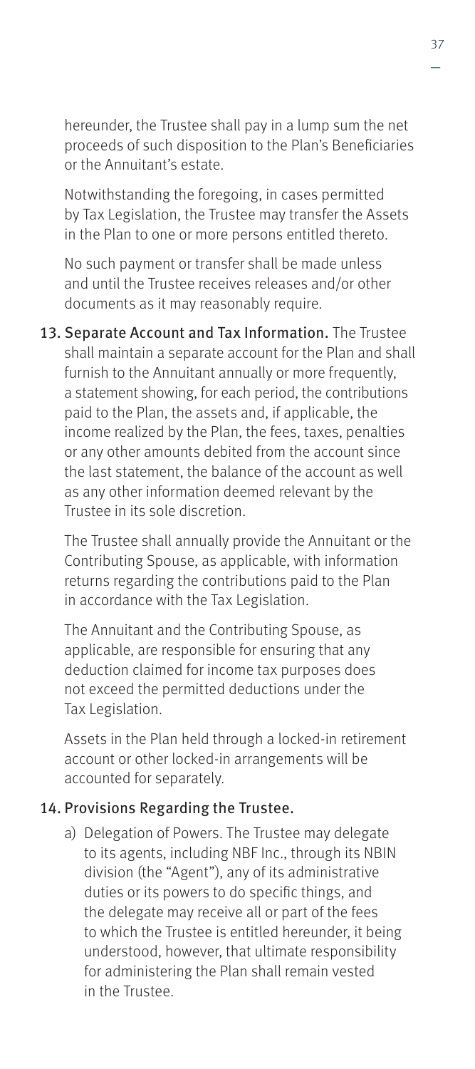hereunder, the Trustee shall pay in a lump sum the net proceeds of such disposition to the Plan's Beneficiaries or the Annuitant's estate.

Notwithstanding the foregoing, in cases permitted by Tax Legislation, the Trustee may transfer the Assets in the Plan to one or more persons entitled thereto.

No such payment or transfer shall be made unless and until the Trustee receives releases and/or other documents as it may reasonably require.

13. Separate Account and Tax Information. The Trustee shall maintain a separate account for the Plan and shall furnish to the Annuitant annually or more frequently, a statement showing, for each period, the contributions paid to the Plan, the assets and, if applicable, the income realized by the Plan, the fees, taxes, penalties or any other amounts debited from the account since the last statement, the balance of the account as well as any other information deemed relevant by the Trustee in its sole discretion.

    The Trustee shall annually provide the Annuitant or the Contributing Spouse, as applicable, with information returns regarding the contributions paid to the Plan in accordance with the Tax Legislation.

    The Annuitant and the Contributing Spouse, as applicable, are responsible for ensuring that any deduction claimed for income tax purposes does not exceed the permitted deductions under the Tax Legislation.

    Assets in the Plan held through a locked-in retirement account or other locked-in arrangements will be accounted for separately.

14. Provisions Regarding the Trustee.

    a) Delegation of Powers. The Trustee may delegate to its agents, including NBF Inc., through its NBIN division (the "Agent"), any of its administrative duties or its powers to do specific things, and the delegate may receive all or part of the fees to which the Trustee is entitled hereunder, it being understood, however, that ultimate responsibility for administering the Plan shall remain vested in the Trustee.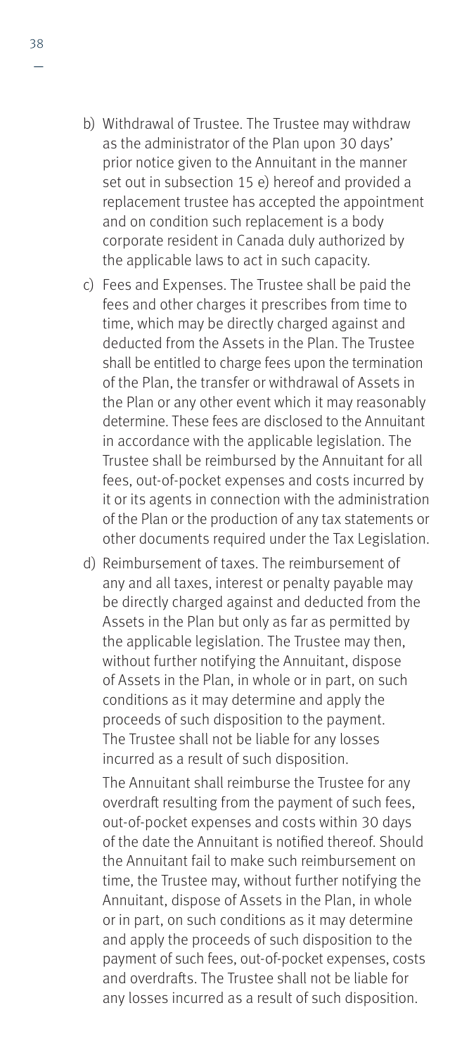b) Withdrawal of Trustee. The Trustee may withdraw as the administrator of the Plan upon 30 days' prior notice given to the Annuitant in the manner set out in subsection 15 e) hereof and provided a replacement trustee has accepted the appointment and on condition such replacement is a body corporate resident in Canada duly authorized by the applicable laws to act in such capacity.

c) Fees and Expenses. The Trustee shall be paid the fees and other charges it prescribes from time to time, which may be directly charged against and deducted from the Assets in the Plan. The Trustee shall be entitled to charge fees upon the termination of the Plan, the transfer or withdrawal of Assets in the Plan or any other event which it may reasonably determine. These fees are disclosed to the Annuitant in accordance with the applicable legislation. The Trustee shall be reimbursed by the Annuitant for all fees, out-of-pocket expenses and costs incurred by it or its agents in connection with the administration of the Plan or the production of any tax statements or other documents required under the Tax Legislation.

d) Reimbursement of taxes. The reimbursement of any and all taxes, interest or penalty payable may be directly charged against and deducted from the Assets in the Plan but only as far as permitted by the applicable legislation. The Trustee may then, without further notifying the Annuitant, dispose of Assets in the Plan, in whole or in part, on such conditions as it may determine and apply the proceeds of such disposition to the payment. The Trustee shall not be liable for any losses incurred as a result of such disposition.

   The Annuitant shall reimburse the Trustee for any overdraft resulting from the payment of such fees, out-of-pocket expenses and costs within 30 days of the date the Annuitant is notified thereof. Should the Annuitant fail to make such reimbursement on time, the Trustee may, without further notifying the Annuitant, dispose of Assets in the Plan, in whole or in part, on such conditions as it may determine and apply the proceeds of such disposition to the payment of such fees, out-of-pocket expenses, costs and overdrafts. The Trustee shall not be liable for any losses incurred as a result of such disposition.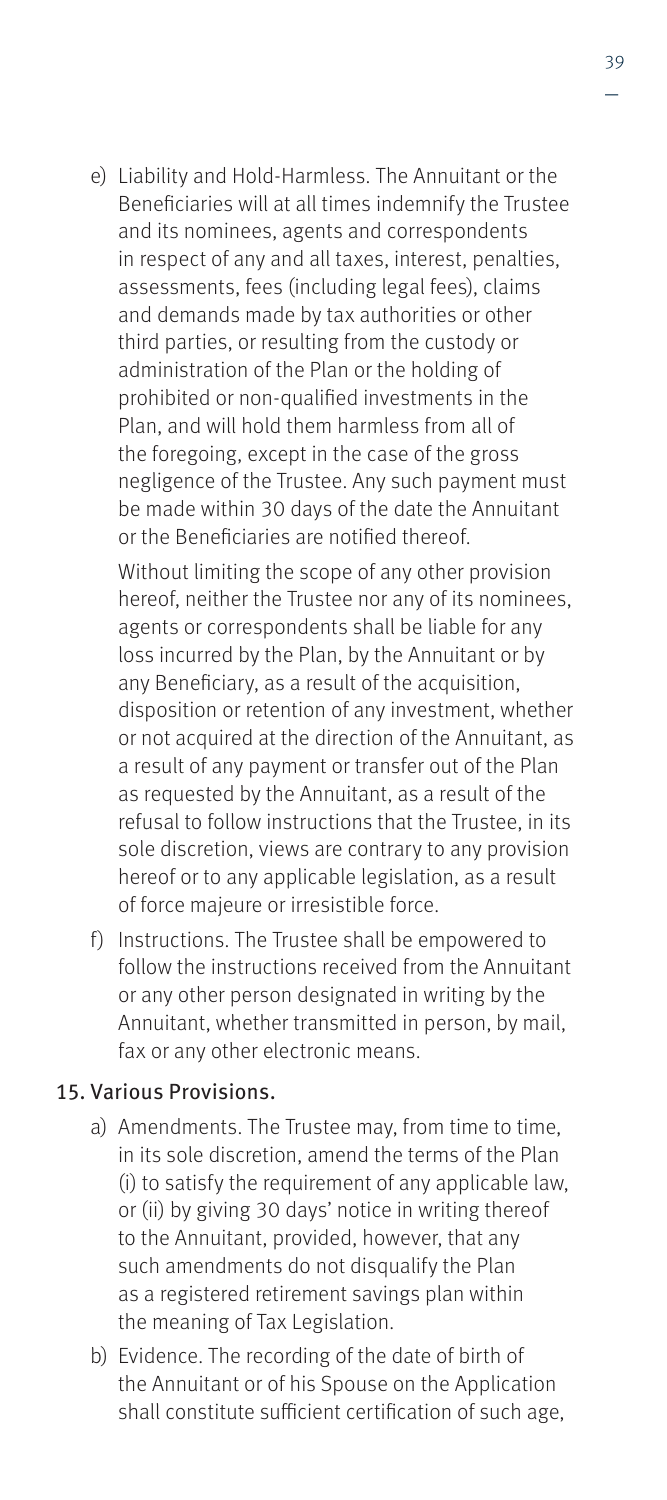e) Liability and Hold-Harmless. The Annuitant or the Beneficiaries will at all times indemnify the Trustee and its nominees, agents and correspondents in respect of any and all taxes, interest, penalties, assessments, fees (including legal fees), claims and demands made by tax authorities or other third parties, or resulting from the custody or administration of the Plan or the holding of prohibited or non-qualified investments in the Plan, and will hold them harmless from all of the foregoing, except in the case of the gross negligence of the Trustee. Any such payment must be made within 30 days of the date the Annuitant or the Beneficiaries are notified thereof.

   Without limiting the scope of any other provision hereof, neither the Trustee nor any of its nominees, agents or correspondents shall be liable for any loss incurred by the Plan, by the Annuitant or by any Beneficiary, as a result of the acquisition, disposition or retention of any investment, whether or not acquired at the direction of the Annuitant, as a result of any payment or transfer out of the Plan as requested by the Annuitant, as a result of the refusal to follow instructions that the Trustee, in its sole discretion, views are contrary to any provision hereof or to any applicable legislation, as a result of force majeure or irresistible force.

f) Instructions. The Trustee shall be empowered to follow the instructions received from the Annuitant or any other person designated in writing by the Annuitant, whether transmitted in person, by mail, fax or any other electronic means.

## 15. Various Provisions.

a) Amendments. The Trustee may, from time to time, in its sole discretion, amend the terms of the Plan (i) to satisfy the requirement of any applicable law, or (ii) by giving 30 days' notice in writing thereof to the Annuitant, provided, however, that any such amendments do not disqualify the Plan as a registered retirement savings plan within the meaning of Tax Legislation.

b) Evidence. The recording of the date of birth of the Annuitant or of his Spouse on the Application shall constitute sufficient certification of such age,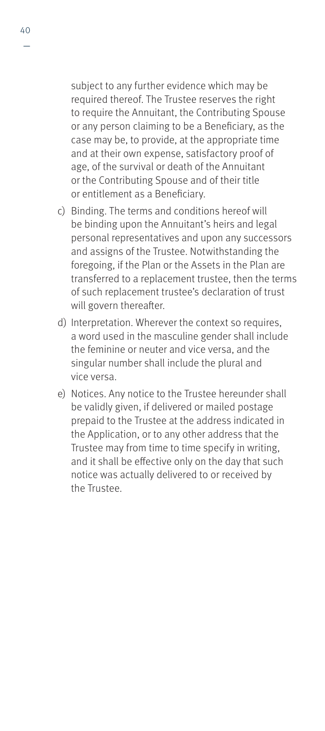subject to any further evidence which may be required thereof. The Trustee reserves the right to require the Annuitant, the Contributing Spouse or any person claiming to be a Beneficiary, as the case may be, to provide, at the appropriate time and at their own expense, satisfactory proof of age, of the survival or death of the Annuitant or the Contributing Spouse and of their title or entitlement as a Beneficiary.

c) Binding. The terms and conditions hereof will be binding upon the Annuitant's heirs and legal personal representatives and upon any successors and assigns of the Trustee. Notwithstanding the foregoing, if the Plan or the Assets in the Plan are transferred to a replacement trustee, then the terms of such replacement trustee's declaration of trust will govern thereafter.

d) Interpretation. Wherever the context so requires, a word used in the masculine gender shall include the feminine or neuter and vice versa, and the singular number shall include the plural and vice versa.

e) Notices. Any notice to the Trustee hereunder shall be validly given, if delivered or mailed postage prepaid to the Trustee at the address indicated in the Application, or to any other address that the Trustee may from time to time specify in writing, and it shall be effective only on the day that such notice was actually delivered to or received by the Trustee.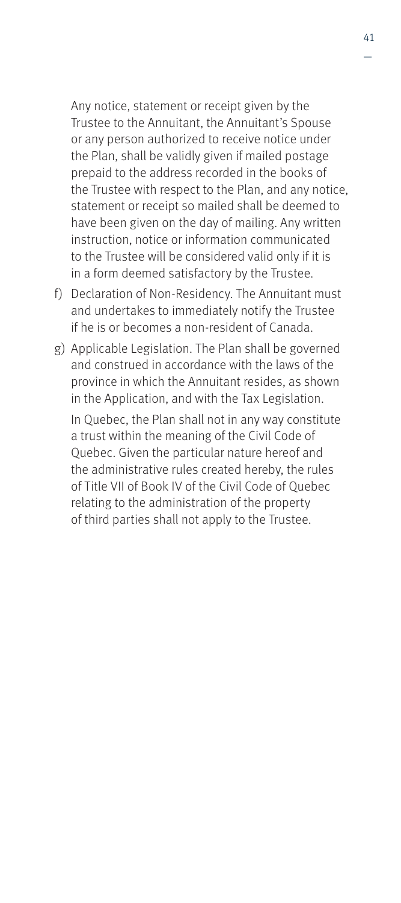Any notice, statement or receipt given by the Trustee to the Annuitant, the Annuitant's Spouse or any person authorized to receive notice under the Plan, shall be validly given if mailed postage prepaid to the address recorded in the books of the Trustee with respect to the Plan, and any notice, statement or receipt so mailed shall be deemed to have been given on the day of mailing. Any written instruction, notice or information communicated to the Trustee will be considered valid only if it is in a form deemed satisfactory by the Trustee.

f) Declaration of Non-Residency. The Annuitant must and undertakes to immediately notify the Trustee if he is or becomes a non-resident of Canada.

g) Applicable Legislation. The Plan shall be governed and construed in accordance with the laws of the province in which the Annuitant resides, as shown in the Application, and with the Tax Legislation.

   In Quebec, the Plan shall not in any way constitute a trust within the meaning of the Civil Code of Quebec. Given the particular nature hereof and the administrative rules created hereby, the rules of Title VII of Book IV of the Civil Code of Quebec relating to the administration of the property of third parties shall not apply to the Trustee.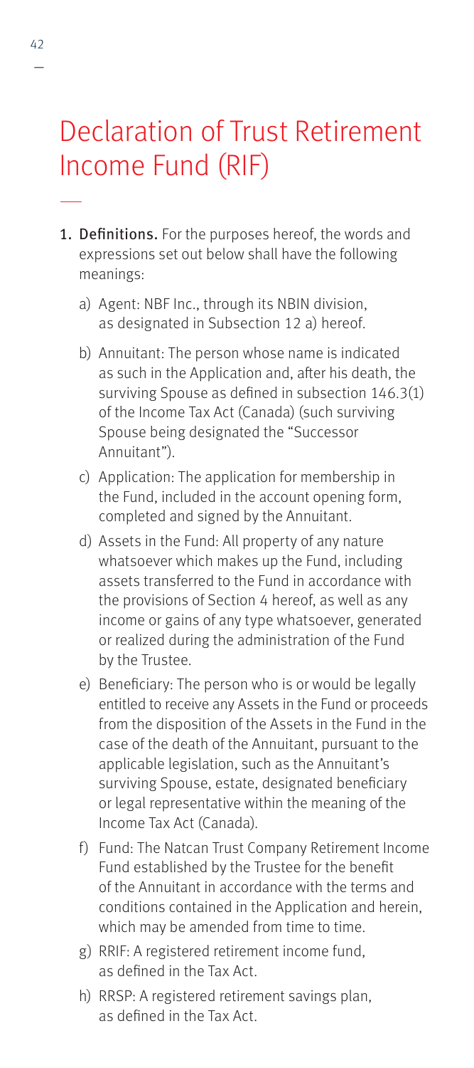# Declaration of Trust Retirement Income Fund (RIF)

1. **Definitions.** For the purposes hereof, the words and expressions set out below shall have the following meanings:

   a) Agent: NBF Inc., through its NBIN division, as designated in Subsection 12 a) hereof.

   b) Annuitant: The person whose name is indicated as such in the Application and, after his death, the surviving Spouse as defined in subsection 146.3(1) of the Income Tax Act (Canada) (such surviving Spouse being designated the "Successor Annuitant").

   c) Application: The application for membership in the Fund, included in the account opening form, completed and signed by the Annuitant.

   d) Assets in the Fund: All property of any nature whatsoever which makes up the Fund, including assets transferred to the Fund in accordance with the provisions of Section 4 hereof, as well as any income or gains of any type whatsoever, generated or realized during the administration of the Fund by the Trustee.

   e) Beneficiary: The person who is or would be legally entitled to receive any Assets in the Fund or proceeds from the disposition of the Assets in the Fund in the case of the death of the Annuitant, pursuant to the applicable legislation, such as the Annuitant's surviving Spouse, estate, designated beneficiary or legal representative within the meaning of the Income Tax Act (Canada).

   f) Fund: The Natcan Trust Company Retirement Income Fund established by the Trustee for the benefit of the Annuitant in accordance with the terms and conditions contained in the Application and herein, which may be amended from time to time.

   g) RRIF: A registered retirement income fund, as defined in the Tax Act.

   h) RRSP: A registered retirement savings plan, as defined in the Tax Act.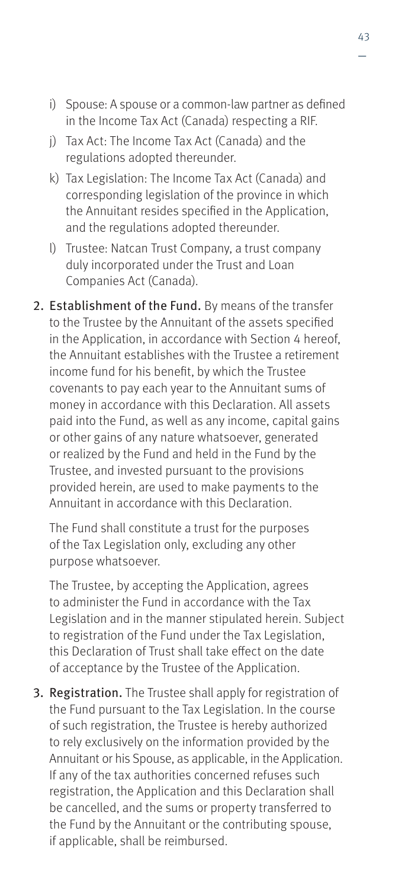i) Spouse: A spouse or a common-law partner as defined in the Income Tax Act (Canada) respecting a RIF.

j) Tax Act: The Income Tax Act (Canada) and the regulations adopted thereunder.

k) Tax Legislation: The Income Tax Act (Canada) and corresponding legislation of the province in which the Annuitant resides specified in the Application, and the regulations adopted thereunder.

l) Trustee: Natcan Trust Company, a trust company duly incorporated under the Trust and Loan Companies Act (Canada).

2. **Establishment of the Fund.** By means of the transfer to the Trustee by the Annuitant of the assets specified in the Application, in accordance with Section 4 hereof, the Annuitant establishes with the Trustee a retirement income fund for his benefit, by which the Trustee covenants to pay each year to the Annuitant sums of money in accordance with this Declaration. All assets paid into the Fund, as well as any income, capital gains or other gains of any nature whatsoever, generated or realized by the Fund and held in the Fund by the Trustee, and invested pursuant to the provisions provided herein, are used to make payments to the Annuitant in accordance with this Declaration.

   The Fund shall constitute a trust for the purposes of the Tax Legislation only, excluding any other purpose whatsoever.

   The Trustee, by accepting the Application, agrees to administer the Fund in accordance with the Tax Legislation and in the manner stipulated herein. Subject to registration of the Fund under the Tax Legislation, this Declaration of Trust shall take effect on the date of acceptance by the Trustee of the Application.

3. **Registration.** The Trustee shall apply for registration of the Fund pursuant to the Tax Legislation. In the course of such registration, the Trustee is hereby authorized to rely exclusively on the information provided by the Annuitant or his Spouse, as applicable, in the Application. If any of the tax authorities concerned refuses such registration, the Application and this Declaration shall be cancelled, and the sums or property transferred to the Fund by the Annuitant or the contributing spouse, if applicable, shall be reimbursed.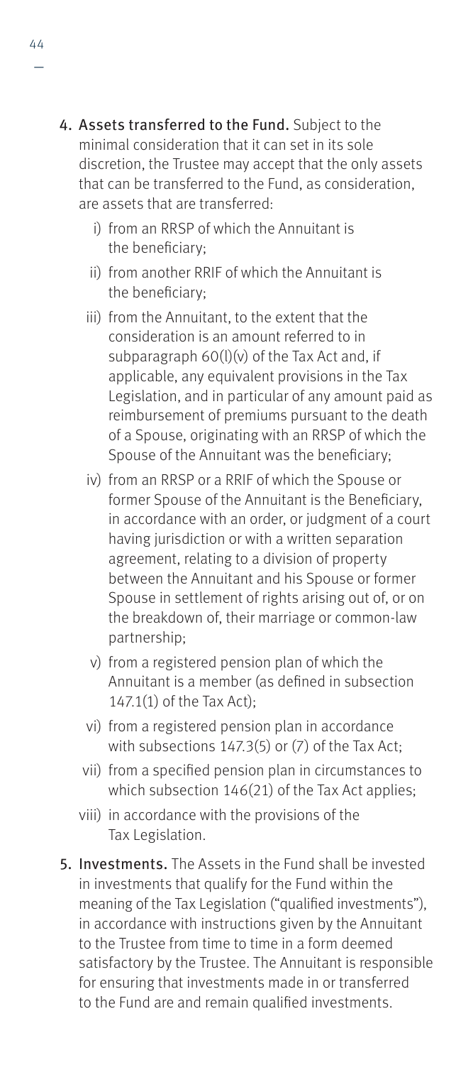4. **Assets transferred to the Fund.** Subject to the minimal consideration that it can set in its sole discretion, the Trustee may accept that the only assets that can be transferred to the Fund, as consideration, are assets that are transferred:
   i) from an RRSP of which the Annuitant is the beneficiary;
   ii) from another RRIF of which the Annuitant is the beneficiary;
   iii) from the Annuitant, to the extent that the consideration is an amount referred to in subparagraph 60(l)(v) of the Tax Act and, if applicable, any equivalent provisions in the Tax Legislation, and in particular of any amount paid as reimbursement of premiums pursuant to the death of a Spouse, originating with an RRSP of which the Spouse of the Annuitant was the beneficiary;
   iv) from an RRSP or a RRIF of which the Spouse or former Spouse of the Annuitant is the Beneficiary, in accordance with an order, or judgment of a court having jurisdiction or with a written separation agreement, relating to a division of property between the Annuitant and his Spouse or former Spouse in settlement of rights arising out of, or on the breakdown of, their marriage or common-law partnership;
   v) from a registered pension plan of which the Annuitant is a member (as defined in subsection 147.1(1) of the Tax Act);
   vi) from a registered pension plan in accordance with subsections 147.3(5) or (7) of the Tax Act;
   vii) from a specified pension plan in circumstances to which subsection 146(21) of the Tax Act applies;
   viii) in accordance with the provisions of the Tax Legislation.
5. **Investments.** The Assets in the Fund shall be invested in investments that qualify for the Fund within the meaning of the Tax Legislation ("qualified investments"), in accordance with instructions given by the Annuitant to the Trustee from time to time in a form deemed satisfactory by the Trustee. The Annuitant is responsible for ensuring that investments made in or transferred to the Fund are and remain qualified investments.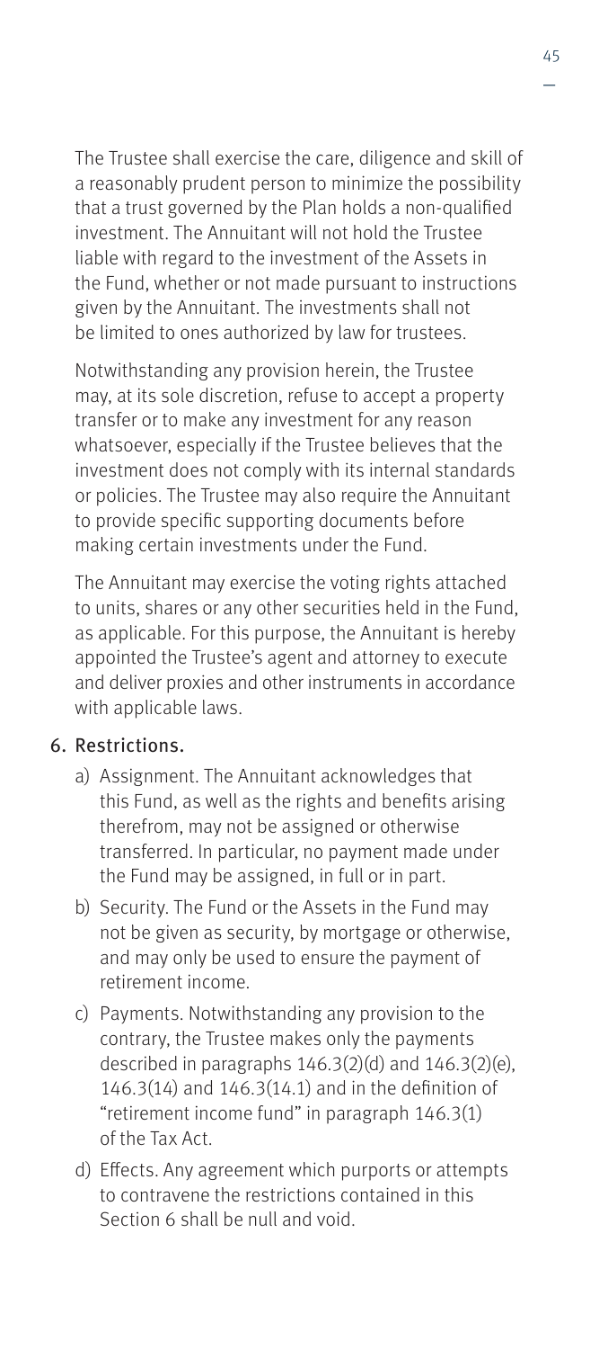The Trustee shall exercise the care, diligence and skill of a reasonably prudent person to minimize the possibility that a trust governed by the Plan holds a non-qualified investment. The Annuitant will not hold the Trustee liable with regard to the investment of the Assets in the Fund, whether or not made pursuant to instructions given by the Annuitant. The investments shall not be limited to ones authorized by law for trustees.

Notwithstanding any provision herein, the Trustee may, at its sole discretion, refuse to accept a property transfer or to make any investment for any reason whatsoever, especially if the Trustee believes that the investment does not comply with its internal standards or policies. The Trustee may also require the Annuitant to provide specific supporting documents before making certain investments under the Fund.

The Annuitant may exercise the voting rights attached to units, shares or any other securities held in the Fund, as applicable. For this purpose, the Annuitant is hereby appointed the Trustee's agent and attorney to execute and deliver proxies and other instruments in accordance with applicable laws.

6. **Restrictions.**
   a) Assignment. The Annuitant acknowledges that this Fund, as well as the rights and benefits arising therefrom, may not be assigned or otherwise transferred. In particular, no payment made under the Fund may be assigned, in full or in part.
   b) Security. The Fund or the Assets in the Fund may not be given as security, by mortgage or otherwise, and may only be used to ensure the payment of retirement income.
   c) Payments. Notwithstanding any provision to the contrary, the Trustee makes only the payments described in paragraphs 146.3(2)(d) and 146.3(2)(e), 146.3(14) and 146.3(14.1) and in the definition of "retirement income fund" in paragraph 146.3(1) of the Tax Act.
   d) Effects. Any agreement which purports or attempts to contravene the restrictions contained in this Section 6 shall be null and void.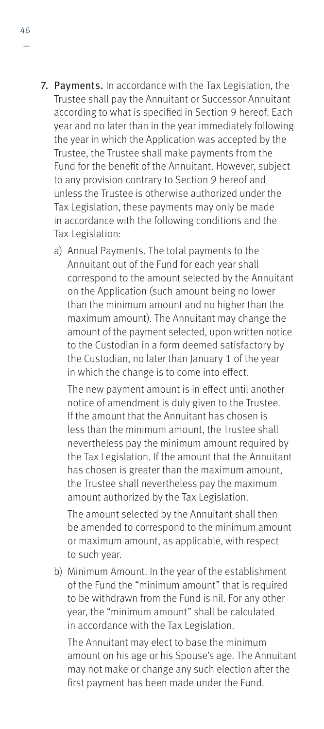7. **Payments.** In accordance with the Tax Legislation, the Trustee shall pay the Annuitant or Successor Annuitant according to what is specified in Section 9 hereof. Each year and no later than in the year immediately following the year in which the Application was accepted by the Trustee, the Trustee shall make payments from the Fund for the benefit of the Annuitant. However, subject to any provision contrary to Section 9 hereof and unless the Trustee is otherwise authorized under the Tax Legislation, these payments may only be made in accordance with the following conditions and the Tax Legislation:

   a) Annual Payments. The total payments to the Annuitant out of the Fund for each year shall correspond to the amount selected by the Annuitant on the Application (such amount being no lower than the minimum amount and no higher than the maximum amount). The Annuitant may change the amount of the payment selected, upon written notice to the Custodian in a form deemed satisfactory by the Custodian, no later than January 1 of the year in which the change is to come into effect.

      The new payment amount is in effect until another notice of amendment is duly given to the Trustee. If the amount that the Annuitant has chosen is less than the minimum amount, the Trustee shall nevertheless pay the minimum amount required by the Tax Legislation. If the amount that the Annuitant has chosen is greater than the maximum amount, the Trustee shall nevertheless pay the maximum amount authorized by the Tax Legislation.

      The amount selected by the Annuitant shall then be amended to correspond to the minimum amount or maximum amount, as applicable, with respect to such year.

   b) Minimum Amount. In the year of the establishment of the Fund the "minimum amount" that is required to be withdrawn from the Fund is nil. For any other year, the "minimum amount" shall be calculated in accordance with the Tax Legislation.

      The Annuitant may elect to base the minimum amount on his age or his Spouse's age. The Annuitant may not make or change any such election after the first payment has been made under the Fund.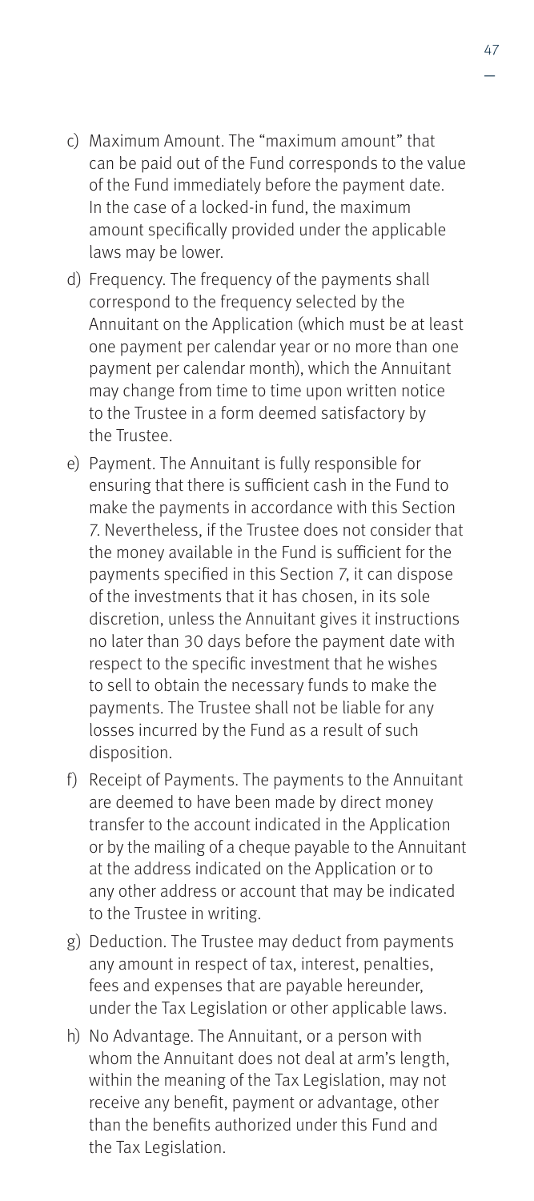c) Maximum Amount. The "maximum amount" that can be paid out of the Fund corresponds to the value of the Fund immediately before the payment date. In the case of a locked-in fund, the maximum amount specifically provided under the applicable laws may be lower.

d) Frequency. The frequency of the payments shall correspond to the frequency selected by the Annuitant on the Application (which must be at least one payment per calendar year or no more than one payment per calendar month), which the Annuitant may change from time to time upon written notice to the Trustee in a form deemed satisfactory by the Trustee.

e) Payment. The Annuitant is fully responsible for ensuring that there is sufficient cash in the Fund to make the payments in accordance with this Section 7. Nevertheless, if the Trustee does not consider that the money available in the Fund is sufficient for the payments specified in this Section 7, it can dispose of the investments that it has chosen, in its sole discretion, unless the Annuitant gives it instructions no later than 30 days before the payment date with respect to the specific investment that he wishes to sell to obtain the necessary funds to make the payments. The Trustee shall not be liable for any losses incurred by the Fund as a result of such disposition.

f) Receipt of Payments. The payments to the Annuitant are deemed to have been made by direct money transfer to the account indicated in the Application or by the mailing of a cheque payable to the Annuitant at the address indicated on the Application or to any other address or account that may be indicated to the Trustee in writing.

g) Deduction. The Trustee may deduct from payments any amount in respect of tax, interest, penalties, fees and expenses that are payable hereunder, under the Tax Legislation or other applicable laws.

h) No Advantage. The Annuitant, or a person with whom the Annuitant does not deal at arm's length, within the meaning of the Tax Legislation, may not receive any benefit, payment or advantage, other than the benefits authorized under this Fund and the Tax Legislation.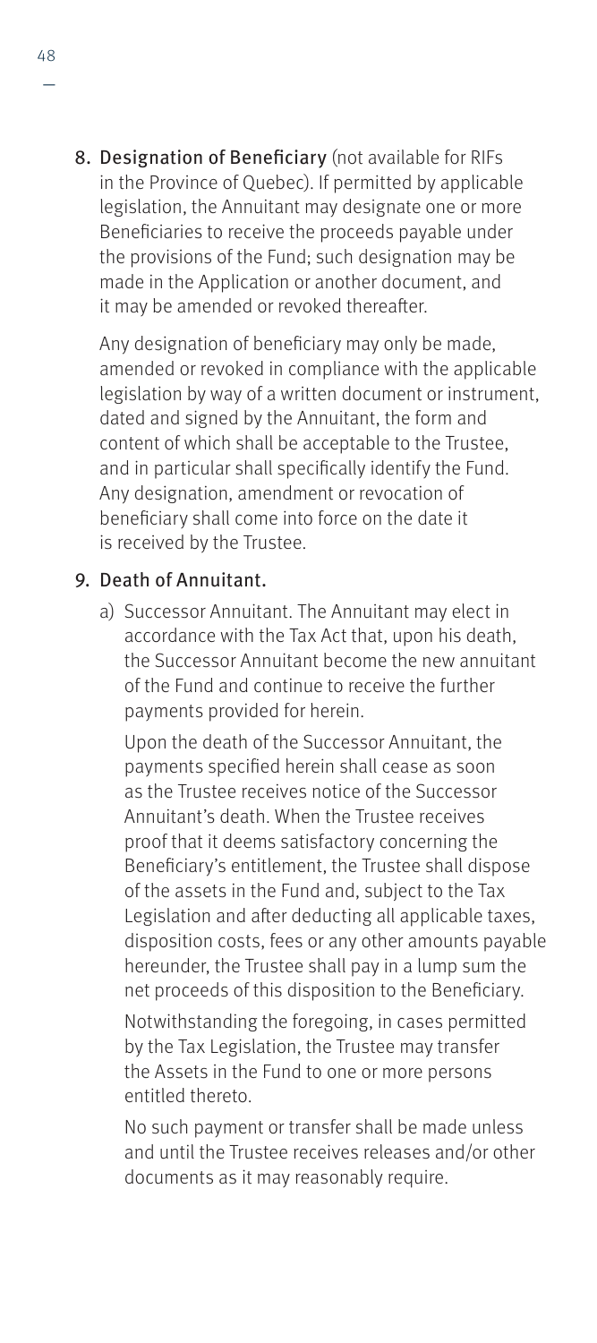8. **Designation of Beneficiary** (not available for RIFs in the Province of Quebec). If permitted by applicable legislation, the Annuitant may designate one or more Beneficiaries to receive the proceeds payable under the provisions of the Fund; such designation may be made in the Application or another document, and it may be amended or revoked thereafter.

   Any designation of beneficiary may only be made, amended or revoked in compliance with the applicable legislation by way of a written document or instrument, dated and signed by the Annuitant, the form and content of which shall be acceptable to the Trustee, and in particular shall specifically identify the Fund. Any designation, amendment or revocation of beneficiary shall come into force on the date it is received by the Trustee.

9. **Death of Annuitant.**

   a) Successor Annuitant. The Annuitant may elect in accordance with the Tax Act that, upon his death, the Successor Annuitant become the new annuitant of the Fund and continue to receive the further payments provided for herein.

      Upon the death of the Successor Annuitant, the payments specified herein shall cease as soon as the Trustee receives notice of the Successor Annuitant's death. When the Trustee receives proof that it deems satisfactory concerning the Beneficiary's entitlement, the Trustee shall dispose of the assets in the Fund and, subject to the Tax Legislation and after deducting all applicable taxes, disposition costs, fees or any other amounts payable hereunder, the Trustee shall pay in a lump sum the net proceeds of this disposition to the Beneficiary.

      Notwithstanding the foregoing, in cases permitted by the Tax Legislation, the Trustee may transfer the Assets in the Fund to one or more persons entitled thereto.

      No such payment or transfer shall be made unless and until the Trustee receives releases and/or other documents as it may reasonably require.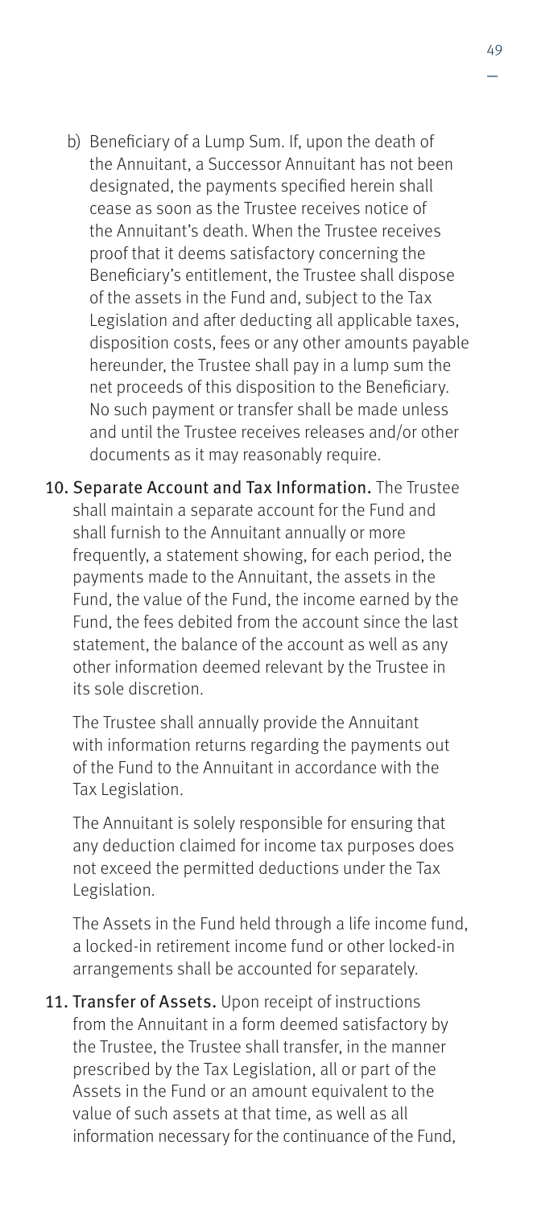b) **Beneficiary of a Lump Sum.** If, upon the death of the Annuitant, a Successor Annuitant has not been designated, the payments specified herein shall cease as soon as the Trustee receives notice of the Annuitant's death. When the Trustee receives proof that it deems satisfactory concerning the Beneficiary's entitlement, the Trustee shall dispose of the assets in the Fund and, subject to the Tax Legislation and after deducting all applicable taxes, disposition costs, fees or any other amounts payable hereunder, the Trustee shall pay in a lump sum the net proceeds of this disposition to the Beneficiary. No such payment or transfer shall be made unless and until the Trustee receives releases and/or other documents as it may reasonably require.

10. **Separate Account and Tax Information.** The Trustee shall maintain a separate account for the Fund and shall furnish to the Annuitant annually or more frequently, a statement showing, for each period, the payments made to the Annuitant, the assets in the Fund, the value of the Fund, the income earned by the Fund, the fees debited from the account since the last statement, the balance of the account as well as any other information deemed relevant by the Trustee in its sole discretion.

    The Trustee shall annually provide the Annuitant with information returns regarding the payments out of the Fund to the Annuitant in accordance with the Tax Legislation.

    The Annuitant is solely responsible for ensuring that any deduction claimed for income tax purposes does not exceed the permitted deductions under the Tax Legislation.

    The Assets in the Fund held through a life income fund, a locked-in retirement income fund or other locked-in arrangements shall be accounted for separately.

11. **Transfer of Assets.** Upon receipt of instructions from the Annuitant in a form deemed satisfactory by the Trustee, the Trustee shall transfer, in the manner prescribed by the Tax Legislation, all or part of the Assets in the Fund or an amount equivalent to the value of such assets at that time, as well as all information necessary for the continuance of the Fund,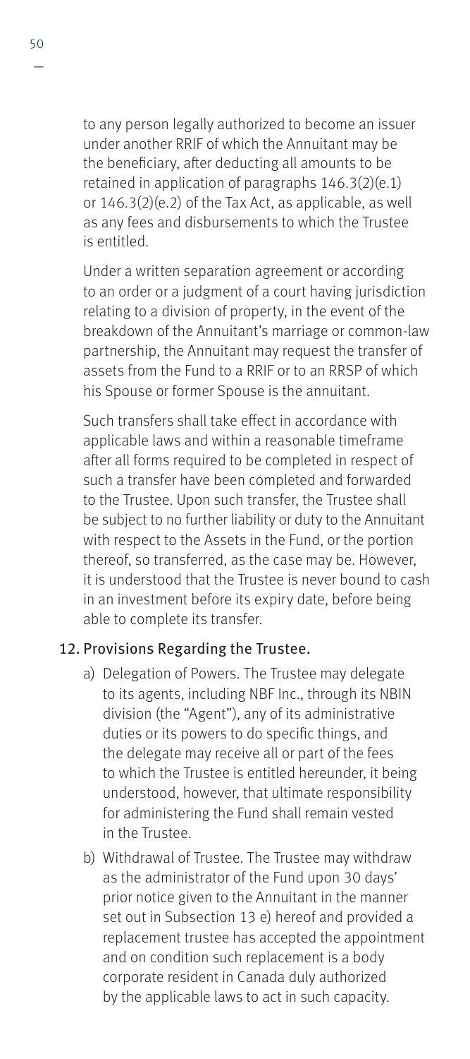to any person legally authorized to become an issuer under another RRIF of which the Annuitant may be the beneficiary, after deducting all amounts to be retained in application of paragraphs 146.3(2)(e.1) or 146.3(2)(e.2) of the Tax Act, as applicable, as well as any fees and disbursements to which the Trustee is entitled.

Under a written separation agreement or according to an order or a judgment of a court having jurisdiction relating to a division of property, in the event of the breakdown of the Annuitant's marriage or common-law partnership, the Annuitant may request the transfer of assets from the Fund to a RRIF or to an RRSP of which his Spouse or former Spouse is the annuitant.

Such transfers shall take effect in accordance with applicable laws and within a reasonable timeframe after all forms required to be completed in respect of such a transfer have been completed and forwarded to the Trustee. Upon such transfer, the Trustee shall be subject to no further liability or duty to the Annuitant with respect to the Assets in the Fund, or the portion thereof, so transferred, as the case may be. However, it is understood that the Trustee is never bound to cash in an investment before its expiry date, before being able to complete its transfer.

## 12. Provisions Regarding the Trustee.

a) Delegation of Powers. The Trustee may delegate to its agents, including NBF Inc., through its NBIN division (the "Agent"), any of its administrative duties or its powers to do specific things, and the delegate may receive all or part of the fees to which the Trustee is entitled hereunder, it being understood, however, that ultimate responsibility for administering the Fund shall remain vested in the Trustee.

b) Withdrawal of Trustee. The Trustee may withdraw as the administrator of the Fund upon 30 days' prior notice given to the Annuitant in the manner set out in Subsection 13 e) hereof and provided a replacement trustee has accepted the appointment and on condition such replacement is a body corporate resident in Canada duly authorized by the applicable laws to act in such capacity.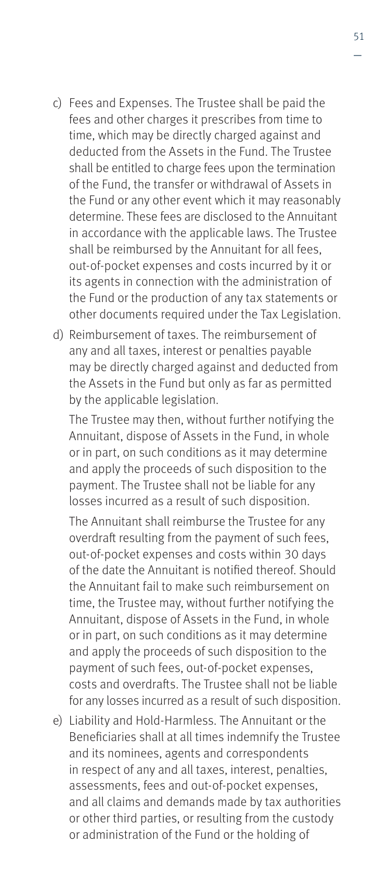c) Fees and Expenses. The Trustee shall be paid the fees and other charges it prescribes from time to time, which may be directly charged against and deducted from the Assets in the Fund. The Trustee shall be entitled to charge fees upon the termination of the Fund, the transfer or withdrawal of Assets in the Fund or any other event which it may reasonably determine. These fees are disclosed to the Annuitant in accordance with the applicable laws. The Trustee shall be reimbursed by the Annuitant for all fees, out-of-pocket expenses and costs incurred by it or its agents in connection with the administration of the Fund or the production of any tax statements or other documents required under the Tax Legislation.

d) Reimbursement of taxes. The reimbursement of any and all taxes, interest or penalties payable may be directly charged against and deducted from the Assets in the Fund but only as far as permitted by the applicable legislation.

   The Trustee may then, without further notifying the Annuitant, dispose of Assets in the Fund, in whole or in part, on such conditions as it may determine and apply the proceeds of such disposition to the payment. The Trustee shall not be liable for any losses incurred as a result of such disposition.

   The Annuitant shall reimburse the Trustee for any overdraft resulting from the payment of such fees, out-of-pocket expenses and costs within 30 days of the date the Annuitant is notified thereof. Should the Annuitant fail to make such reimbursement on time, the Trustee may, without further notifying the Annuitant, dispose of Assets in the Fund, in whole or in part, on such conditions as it may determine and apply the proceeds of such disposition to the payment of such fees, out-of-pocket expenses, costs and overdrafts. The Trustee shall not be liable for any losses incurred as a result of such disposition.

e) Liability and Hold-Harmless. The Annuitant or the Beneficiaries shall at all times indemnify the Trustee and its nominees, agents and correspondents in respect of any and all taxes, interest, penalties, assessments, fees and out-of-pocket expenses, and all claims and demands made by tax authorities or other third parties, or resulting from the custody or administration of the Fund or the holding of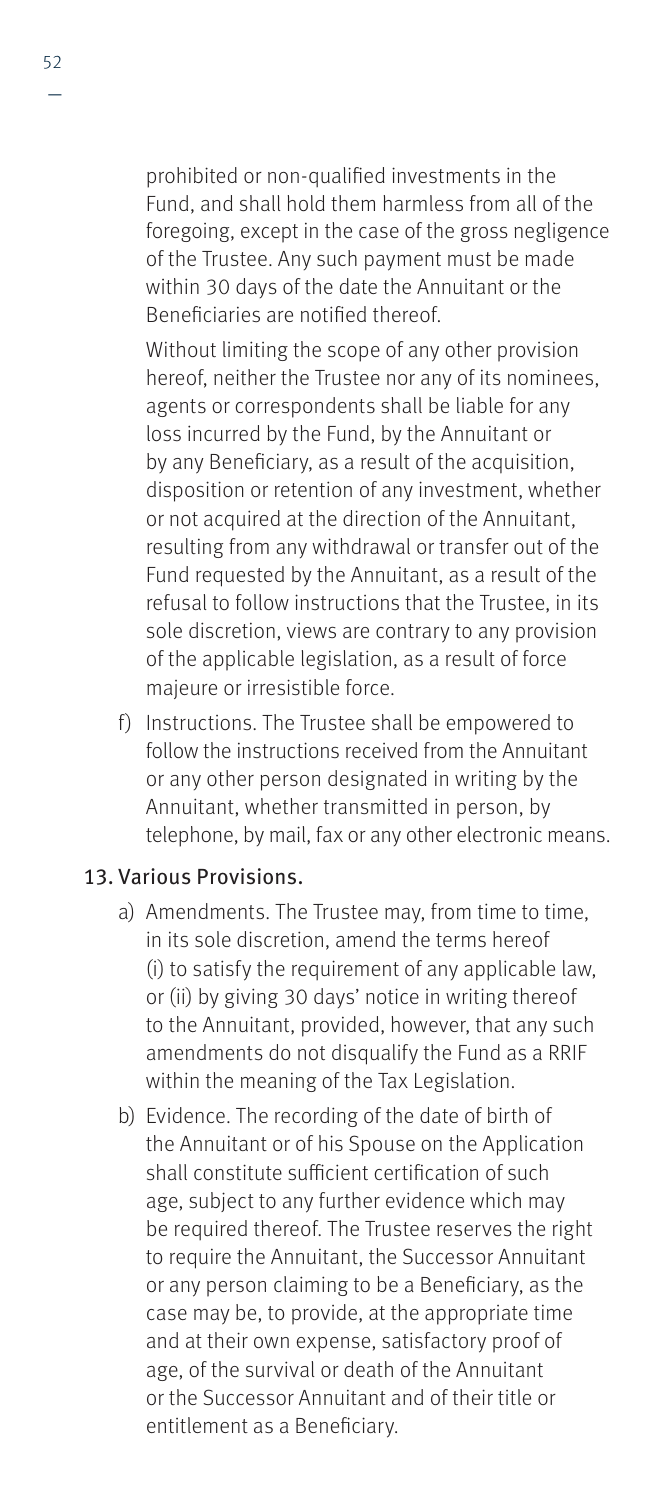prohibited or non-qualified investments in the Fund, and shall hold them harmless from all of the foregoing, except in the case of the gross negligence of the Trustee. Any such payment must be made within 30 days of the date the Annuitant or the Beneficiaries are notified thereof.

Without limiting the scope of any other provision hereof, neither the Trustee nor any of its nominees, agents or correspondents shall be liable for any loss incurred by the Fund, by the Annuitant or by any Beneficiary, as a result of the acquisition, disposition or retention of any investment, whether or not acquired at the direction of the Annuitant, resulting from any withdrawal or transfer out of the Fund requested by the Annuitant, as a result of the refusal to follow instructions that the Trustee, in its sole discretion, views are contrary to any provision of the applicable legislation, as a result of force majeure or irresistible force.

f) Instructions. The Trustee shall be empowered to follow the instructions received from the Annuitant or any other person designated in writing by the Annuitant, whether transmitted in person, by telephone, by mail, fax or any other electronic means.

## 13. Various Provisions.

a) Amendments. The Trustee may, from time to time, in its sole discretion, amend the terms hereof (i) to satisfy the requirement of any applicable law, or (ii) by giving 30 days' notice in writing thereof to the Annuitant, provided, however, that any such amendments do not disqualify the Fund as a RRIF within the meaning of the Tax Legislation.

b) Evidence. The recording of the date of birth of the Annuitant or of his Spouse on the Application shall constitute sufficient certification of such age, subject to any further evidence which may be required thereof. The Trustee reserves the right to require the Annuitant, the Successor Annuitant or any person claiming to be a Beneficiary, as the case may be, to provide, at the appropriate time and at their own expense, satisfactory proof of age, of the survival or death of the Annuitant or the Successor Annuitant and of their title or entitlement as a Beneficiary.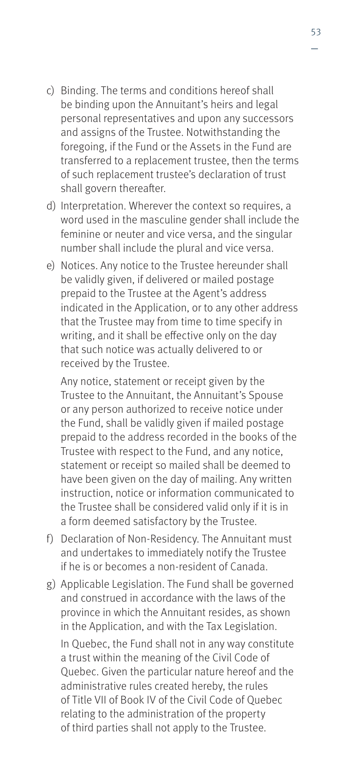c) Binding. The terms and conditions hereof shall be binding upon the Annuitant's heirs and legal personal representatives and upon any successors and assigns of the Trustee. Notwithstanding the foregoing, if the Fund or the Assets in the Fund are transferred to a replacement trustee, then the terms of such replacement trustee's declaration of trust shall govern thereafter.

d) Interpretation. Wherever the context so requires, a word used in the masculine gender shall include the feminine or neuter and vice versa, and the singular number shall include the plural and vice versa.

e) Notices. Any notice to the Trustee hereunder shall be validly given, if delivered or mailed postage prepaid to the Trustee at the Agent's address indicated in the Application, or to any other address that the Trustee may from time to time specify in writing, and it shall be effective only on the day that such notice was actually delivered to or received by the Trustee.

   Any notice, statement or receipt given by the Trustee to the Annuitant, the Annuitant's Spouse or any person authorized to receive notice under the Fund, shall be validly given if mailed postage prepaid to the address recorded in the books of the Trustee with respect to the Fund, and any notice, statement or receipt so mailed shall be deemed to have been given on the day of mailing. Any written instruction, notice or information communicated to the Trustee shall be considered valid only if it is in a form deemed satisfactory by the Trustee.

f) Declaration of Non-Residency. The Annuitant must and undertakes to immediately notify the Trustee if he is or becomes a non-resident of Canada.

g) Applicable Legislation. The Fund shall be governed and construed in accordance with the laws of the province in which the Annuitant resides, as shown in the Application, and with the Tax Legislation.

   In Quebec, the Fund shall not in any way constitute a trust within the meaning of the Civil Code of Quebec. Given the particular nature hereof and the administrative rules created hereby, the rules of Title VII of Book IV of the Civil Code of Quebec relating to the administration of the property of third parties shall not apply to the Trustee.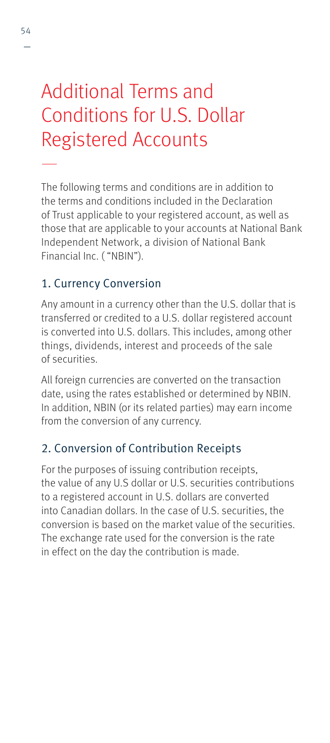# Additional Terms and Conditions for U.S. Dollar Registered Accounts

The following terms and conditions are in addition to the terms and conditions included in the Declaration of Trust applicable to your registered account, as well as those that are applicable to your accounts at National Bank Independent Network, a division of National Bank Financial Inc. ( "NBIN").

## 1. Currency Conversion

Any amount in a currency other than the U.S. dollar that is transferred or credited to a U.S. dollar registered account is converted into U.S. dollars. This includes, among other things, dividends, interest and proceeds of the sale of securities.

All foreign currencies are converted on the transaction date, using the rates established or determined by NBIN. In addition, NBIN (or its related parties) may earn income from the conversion of any currency.

## 2. Conversion of Contribution Receipts

For the purposes of issuing contribution receipts, the value of any U.S dollar or U.S. securities contributions to a registered account in U.S. dollars are converted into Canadian dollars. In the case of U.S. securities, the conversion is based on the market value of the securities. The exchange rate used for the conversion is the rate in effect on the day the contribution is made.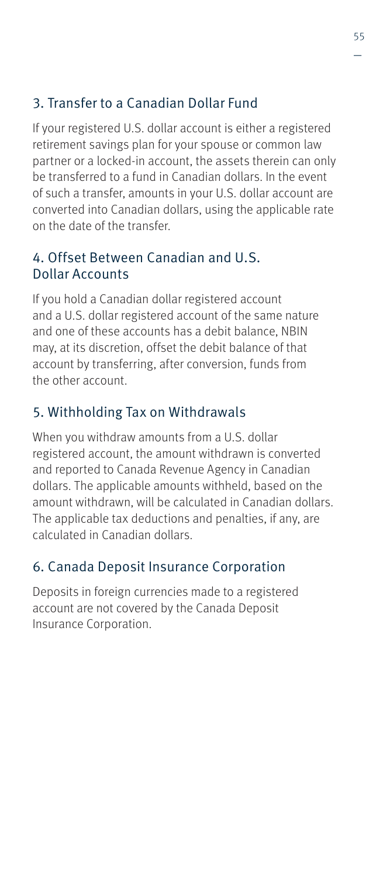## 3. Transfer to a Canadian Dollar Fund

If your registered U.S. dollar account is either a registered retirement savings plan for your spouse or common law partner or a locked-in account, the assets therein can only be transferred to a fund in Canadian dollars. In the event of such a transfer, amounts in your U.S. dollar account are converted into Canadian dollars, using the applicable rate on the date of the transfer.

## 4. Offset Between Canadian and U.S. Dollar Accounts

If you hold a Canadian dollar registered account and a U.S. dollar registered account of the same nature and one of these accounts has a debit balance, NBIN may, at its discretion, offset the debit balance of that account by transferring, after conversion, funds from the other account.

## 5. Withholding Tax on Withdrawals

When you withdraw amounts from a U.S. dollar registered account, the amount withdrawn is converted and reported to Canada Revenue Agency in Canadian dollars. The applicable amounts withheld, based on the amount withdrawn, will be calculated in Canadian dollars. The applicable tax deductions and penalties, if any, are calculated in Canadian dollars.

## 6. Canada Deposit Insurance Corporation

Deposits in foreign currencies made to a registered account are not covered by the Canada Deposit Insurance Corporation.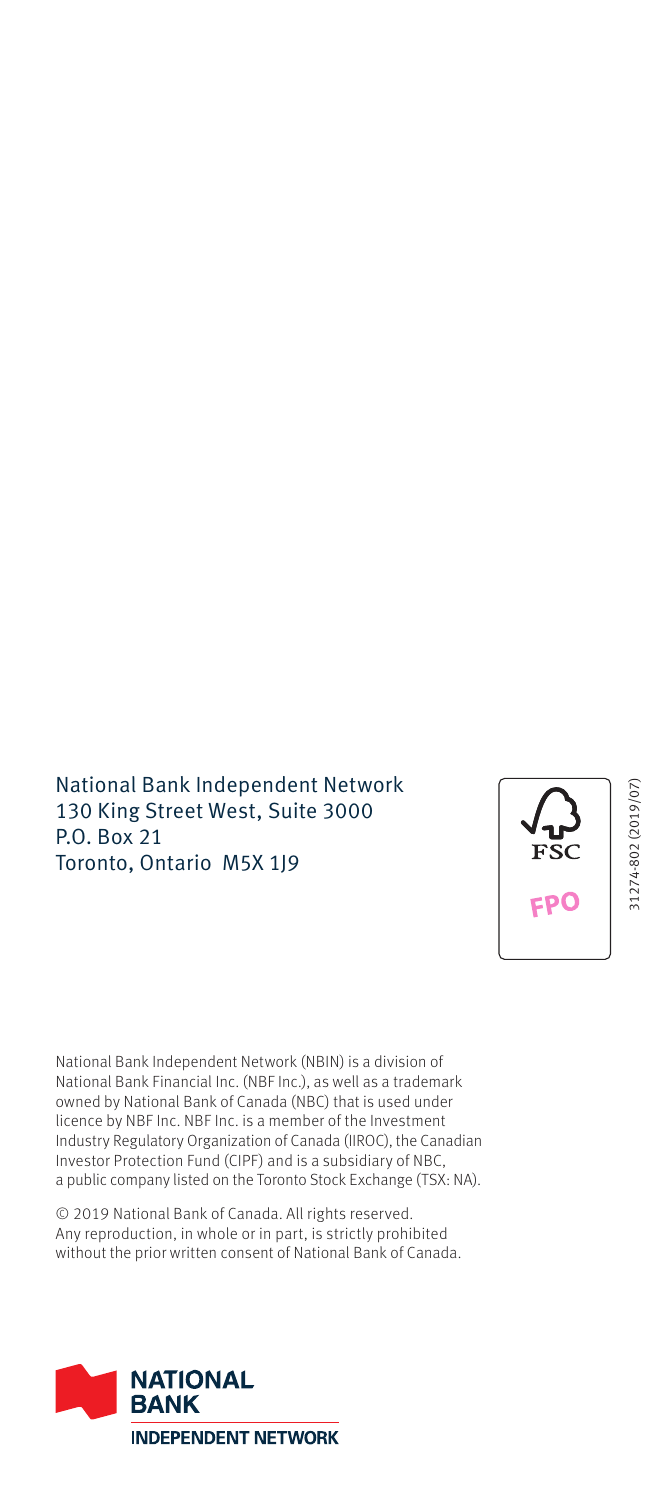National Bank Independent Network
130 King Street West, Suite 3000
P.O. Box 21
Toronto, Ontario  M5X 1J9

FSC

FPO

31274-802 (2019/07)

National Bank Independent Network (NBIN) is a division of National Bank Financial Inc. (NBF Inc.), as well as a trademark owned by National Bank of Canada (NBC) that is used under licence by NBF Inc. NBF Inc. is a member of the Investment Industry Regulatory Organization of Canada (IIROC), the Canadian Investor Protection Fund (CIPF) and is a subsidiary of NBC, a public company listed on the Toronto Stock Exchange (TSX: NA).

© 2019 National Bank of Canada. All rights reserved. Any reproduction, in whole or in part, is strictly prohibited without the prior written consent of National Bank of Canada.

NATIONAL BANK
INDEPENDENT NETWORK